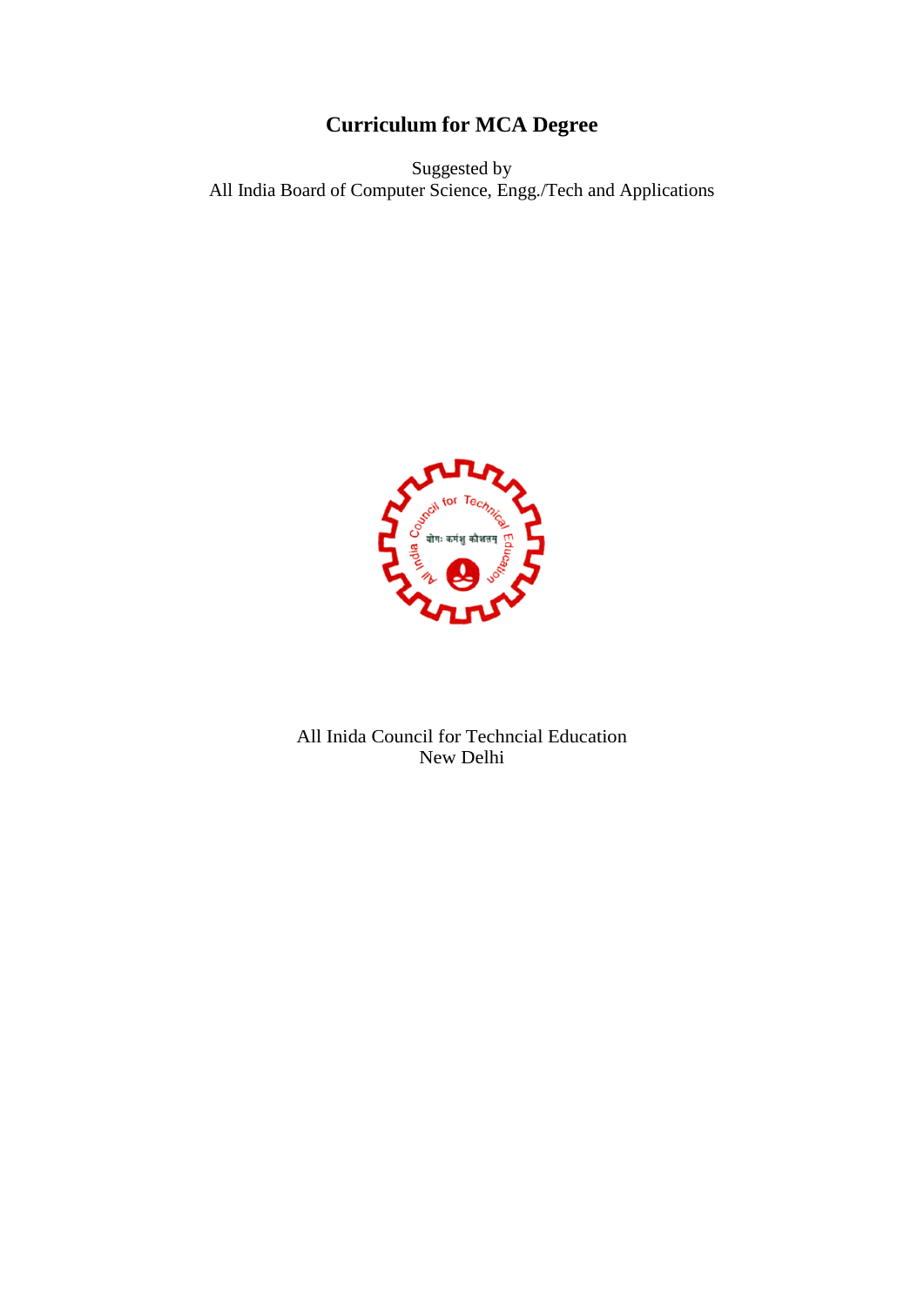# Curriculum for MCA Degree

Suggested by
All India Board of Computer Science, Engg./Tech and Applications

All Inida Council for Techncial Education
New Delhi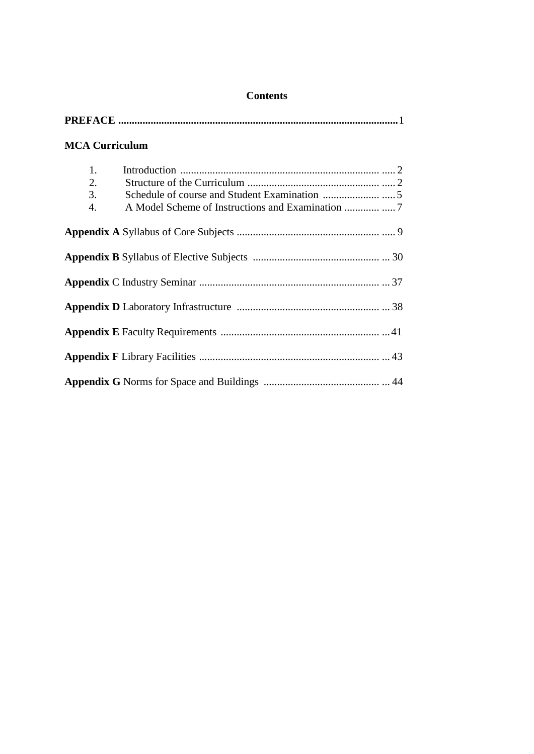# Contents

**PREFACE** ........................................................................................................1

**MCA Curriculum**

1. Introduction .......................................................................... ..... 2
2. Structure of the Curriculum ................................................. ..... 2
3. Schedule of course and Student Examination ..................... ..... 5
4. A Model Scheme of Instructions and Examination ............. ..... 7

**Appendix A** Syllabus of Core Subjects ...................................................... ..... 9

**Appendix B** Syllabus of Elective Subjects ............................................... ... 30

**Appendix** C Industry Seminar ................................................................... ... 37

**Appendix D** Laboratory Infrastructure ..................................................... ... 38

**Appendix E** Faculty Requirements ........................................................... ... 41

**Appendix F** Library Facilities ................................................................... ... 43

**Appendix G** Norms for Space and Buildings ........................................... ... 44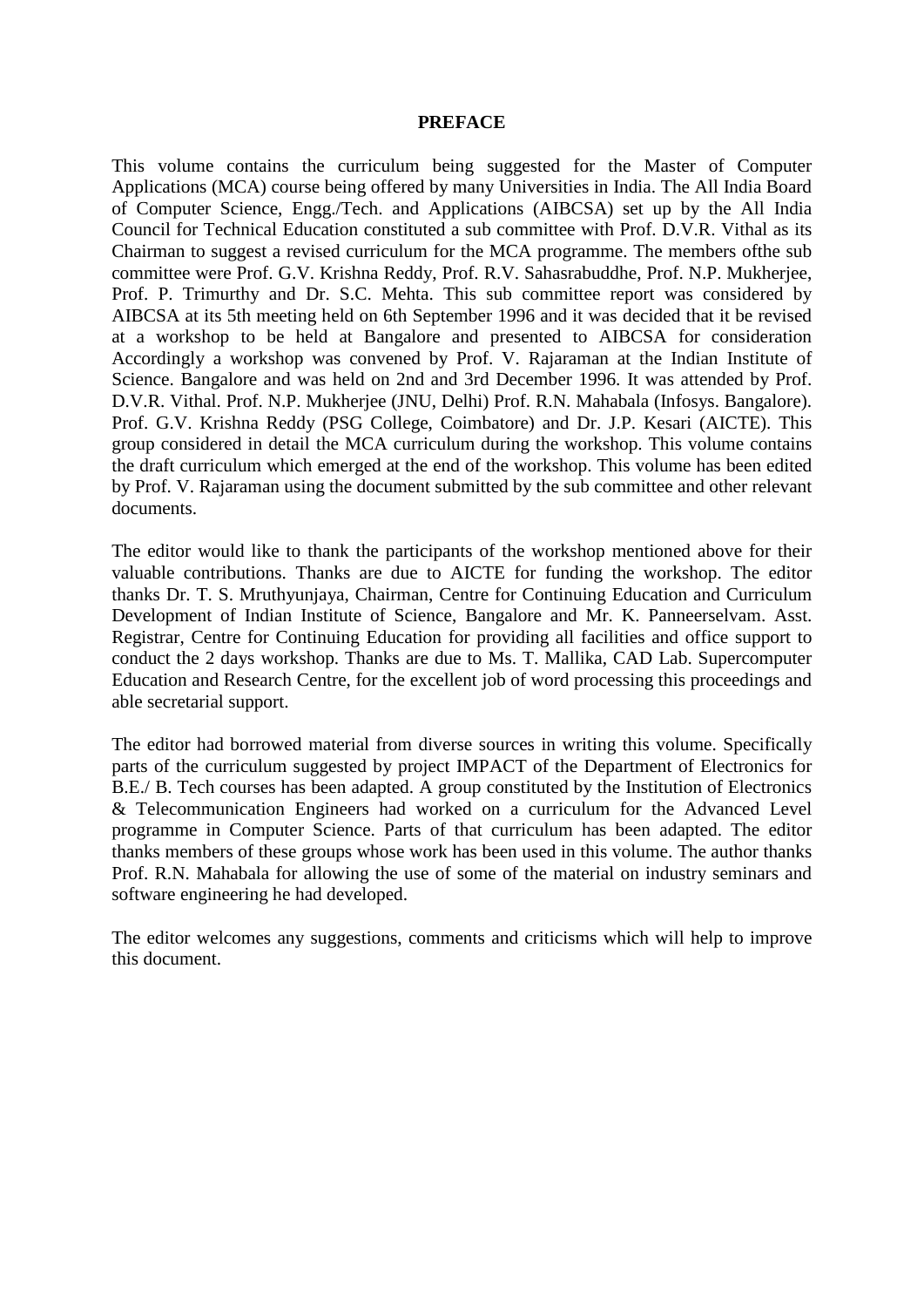**PREFACE**

This volume contains the curriculum being suggested for the Master of Computer Applications (MCA) course being offered by many Universities in India. The All India Board of Computer Science, Engg./Tech. and Applications (AIBCSA) set up by the All India Council for Technical Education constituted a sub committee with Prof. D.V.R. Vithal as its Chairman to suggest a revised curriculum for the MCA programme. The members ofthe sub committee were Prof. G.V. Krishna Reddy, Prof. R.V. Sahasrabuddhe, Prof. N.P. Mukherjee, Prof. P. Trimurthy and Dr. S.C. Mehta. This sub committee report was considered by AIBCSA at its 5th meeting held on 6th September 1996 and it was decided that it be revised at a workshop to be held at Bangalore and presented to AIBCSA for consideration Accordingly a workshop was convened by Prof. V. Rajaraman at the Indian Institute of Science. Bangalore and was held on 2nd and 3rd December 1996. It was attended by Prof. D.V.R. Vithal. Prof. N.P. Mukherjee (JNU, Delhi) Prof. R.N. Mahabala (Infosys. Bangalore). Prof. G.V. Krishna Reddy (PSG College, Coimbatore) and Dr. J.P. Kesari (AICTE). This group considered in detail the MCA curriculum during the workshop. This volume contains the draft curriculum which emerged at the end of the workshop. This volume has been edited by Prof. V. Rajaraman using the document submitted by the sub committee and other relevant documents.

The editor would like to thank the participants of the workshop mentioned above for their valuable contributions. Thanks are due to AICTE for funding the workshop. The editor thanks Dr. T. S. Mruthyunjaya, Chairman, Centre for Continuing Education and Curriculum Development of Indian Institute of Science, Bangalore and Mr. K. Panneerselvam. Asst. Registrar, Centre for Continuing Education for providing all facilities and office support to conduct the 2 days workshop. Thanks are due to Ms. T. Mallika, CAD Lab. Supercomputer Education and Research Centre, for the excellent job of word processing this proceedings and able secretarial support.

The editor had borrowed material from diverse sources in writing this volume. Specifically parts of the curriculum suggested by project IMPACT of the Department of Electronics for B.E./ B. Tech courses has been adapted. A group constituted by the Institution of Electronics & Telecommunication Engineers had worked on a curriculum for the Advanced Level programme in Computer Science. Parts of that curriculum has been adapted. The editor thanks members of these groups whose work has been used in this volume. The author thanks Prof. R.N. Mahabala for allowing the use of some of the material on industry seminars and software engineering he had developed.

The editor welcomes any suggestions, comments and criticisms which will help to improve this document.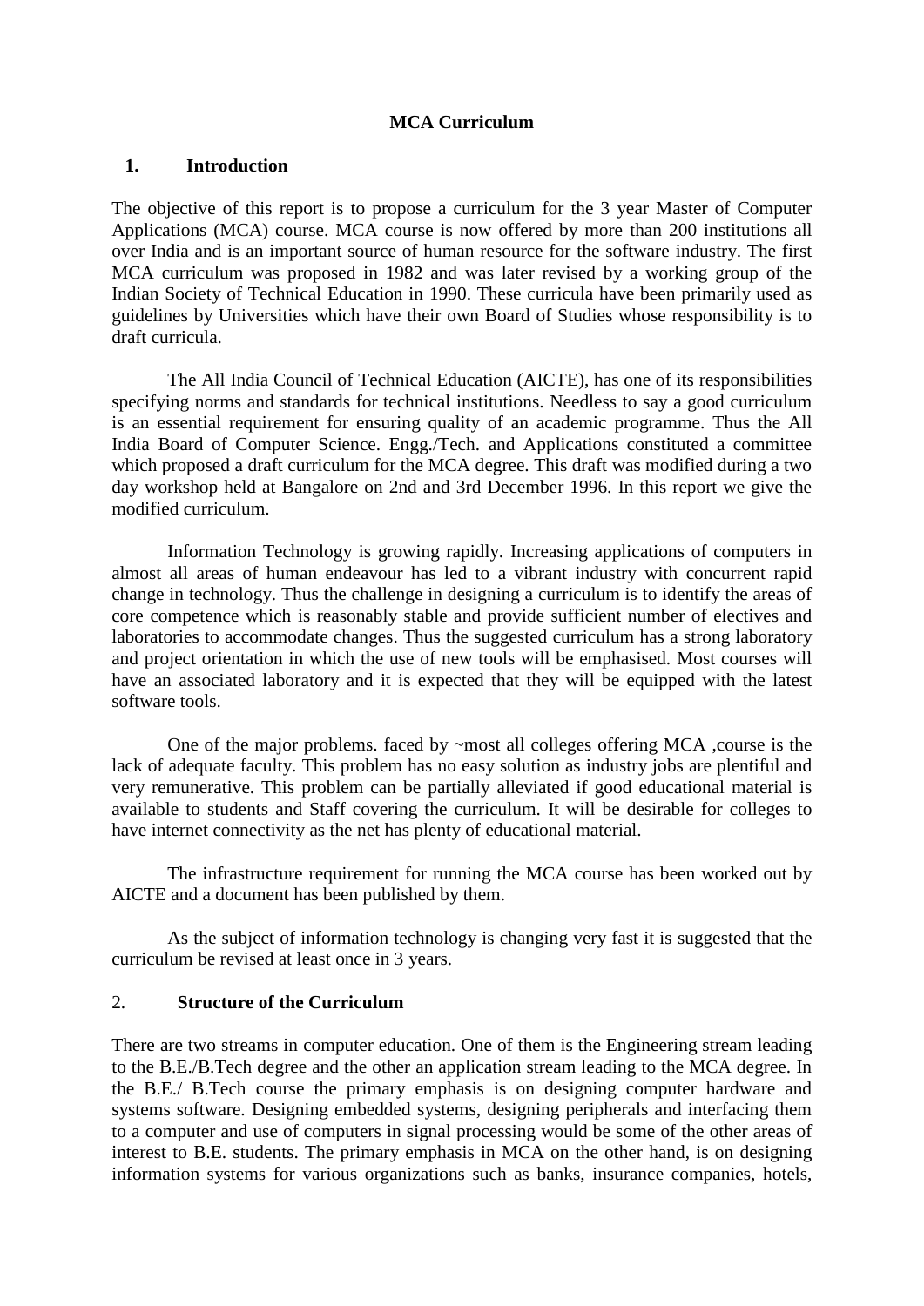# MCA Curriculum

## 1. Introduction

The objective of this report is to propose a curriculum for the 3 year Master of Computer Applications (MCA) course. MCA course is now offered by more than 200 institutions all over India and is an important source of human resource for the software industry. The first MCA curriculum was proposed in 1982 and was later revised by a working group of the Indian Society of Technical Education in 1990. These curricula have been primarily used as guidelines by Universities which have their own Board of Studies whose responsibility is to draft curricula.

The All India Council of Technical Education (AICTE), has one of its responsibilities specifying norms and standards for technical institutions. Needless to say a good curriculum is an essential requirement for ensuring quality of an academic programme. Thus the All India Board of Computer Science. Engg./Tech. and Applications constituted a committee which proposed a draft curriculum for the MCA degree. This draft was modified during a two day workshop held at Bangalore on 2nd and 3rd December 1996. In this report we give the modified curriculum.

Information Technology is growing rapidly. Increasing applications of computers in almost all areas of human endeavour has led to a vibrant industry with concurrent rapid change in technology. Thus the challenge in designing a curriculum is to identify the areas of core competence which is reasonably stable and provide sufficient number of electives and laboratories to accommodate changes. Thus the suggested curriculum has a strong laboratory and project orientation in which the use of new tools will be emphasised. Most courses will have an associated laboratory and it is expected that they will be equipped with the latest software tools.

One of the major problems. faced by ~most all colleges offering MCA ,course is the lack of adequate faculty. This problem has no easy solution as industry jobs are plentiful and very remunerative. This problem can be partially alleviated if good educational material is available to students and Staff covering the curriculum. It will be desirable for colleges to have internet connectivity as the net has plenty of educational material.

The infrastructure requirement for running the MCA course has been worked out by AICTE and a document has been published by them.

As the subject of information technology is changing very fast it is suggested that the curriculum be revised at least once in 3 years.

## 2. Structure of the Curriculum

There are two streams in computer education. One of them is the Engineering stream leading to the B.E./B.Tech degree and the other an application stream leading to the MCA degree. In the B.E./ B.Tech course the primary emphasis is on designing computer hardware and systems software. Designing embedded systems, designing peripherals and interfacing them to a computer and use of computers in signal processing would be some of the other areas of interest to B.E. students. The primary emphasis in MCA on the other hand, is on designing information systems for various organizations such as banks, insurance companies, hotels,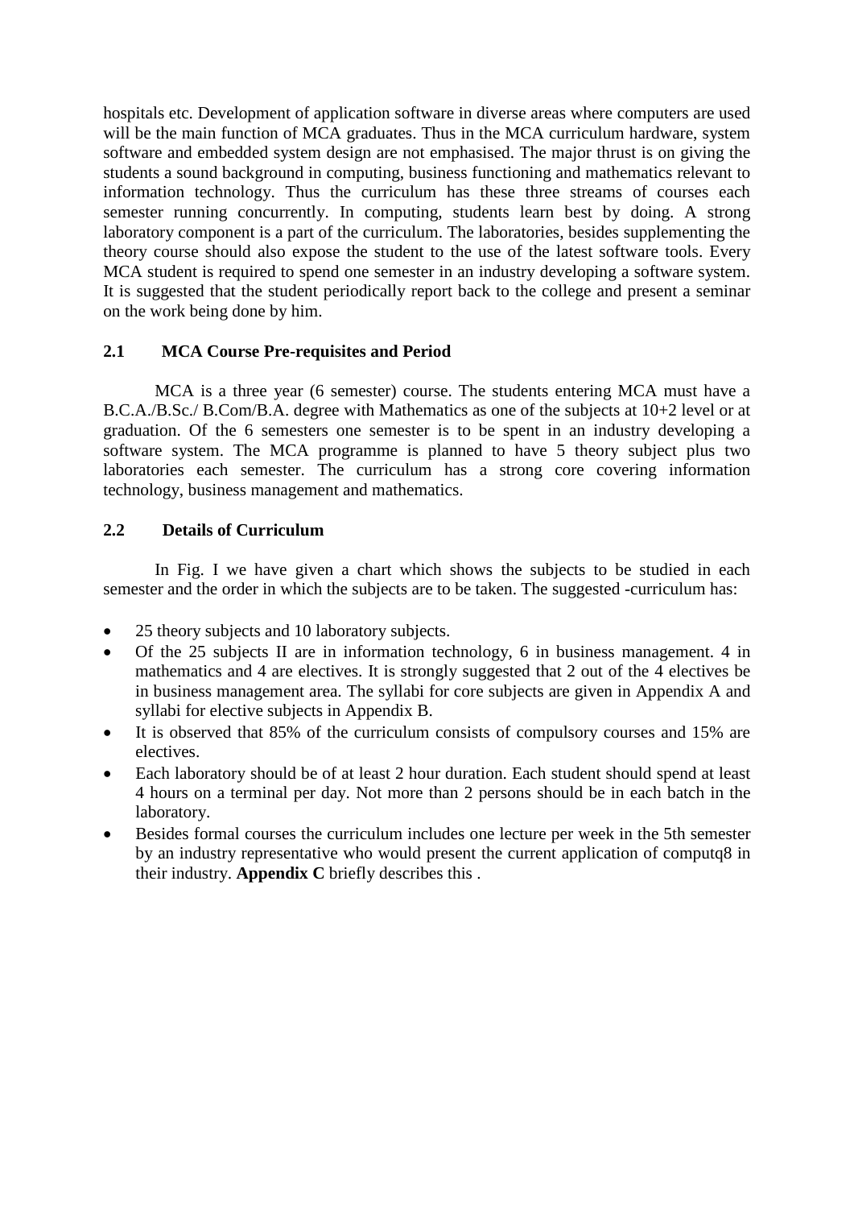hospitals etc. Development of application software in diverse areas where computers are used will be the main function of MCA graduates. Thus in the MCA curriculum hardware, system software and embedded system design are not emphasised. The major thrust is on giving the students a sound background in computing, business functioning and mathematics relevant to information technology. Thus the curriculum has these three streams of courses each semester running concurrently. In computing, students learn best by doing. A strong laboratory component is a part of the curriculum. The laboratories, besides supplementing the theory course should also expose the student to the use of the latest software tools. Every MCA student is required to spend one semester in an industry developing a software system. It is suggested that the student periodically report back to the college and present a seminar on the work being done by him.

## 2.1 MCA Course Pre-requisites and Period

MCA is a three year (6 semester) course. The students entering MCA must have a B.C.A./B.Sc./ B.Com/B.A. degree with Mathematics as one of the subjects at 10+2 level or at graduation. Of the 6 semesters one semester is to be spent in an industry developing a software system. The MCA programme is planned to have 5 theory subject plus two laboratories each semester. The curriculum has a strong core covering information technology, business management and mathematics.

## 2.2 Details of Curriculum

In Fig. I we have given a chart which shows the subjects to be studied in each semester and the order in which the subjects are to be taken. The suggested -curriculum has:

- 25 theory subjects and 10 laboratory subjects.
- Of the 25 subjects II are in information technology, 6 in business management. 4 in mathematics and 4 are electives. It is strongly suggested that 2 out of the 4 electives be in business management area. The syllabi for core subjects are given in Appendix A and syllabi for elective subjects in Appendix B.
- It is observed that 85% of the curriculum consists of compulsory courses and 15% are electives.
- Each laboratory should be of at least 2 hour duration. Each student should spend at least 4 hours on a terminal per day. Not more than 2 persons should be in each batch in the laboratory.
- Besides formal courses the curriculum includes one lecture per week in the 5th semester by an industry representative who would present the current application of computq8 in their industry. **Appendix C** briefly describes this .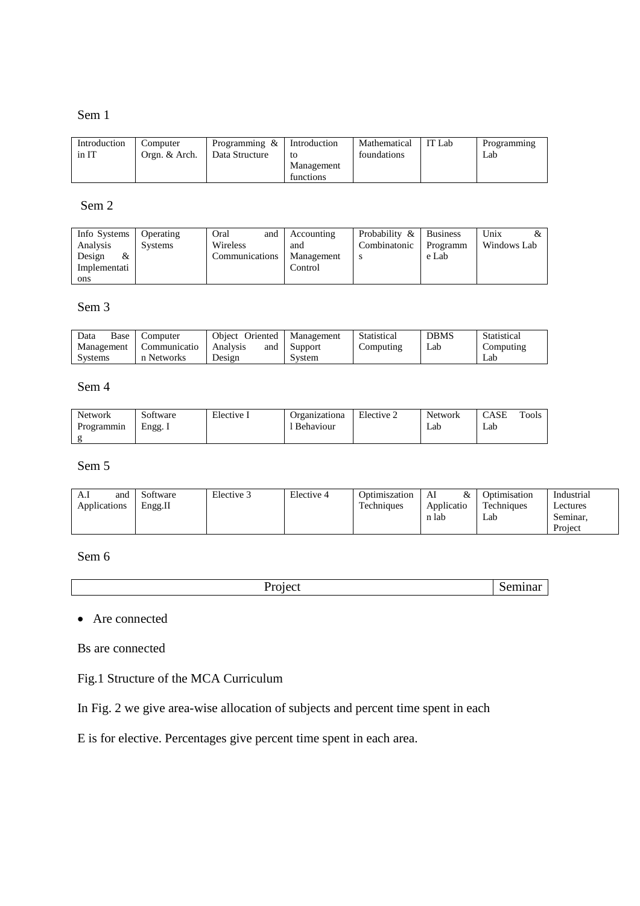Sem 1

| | | | | | | |
|---|---|---|---|---|---|---|
| Introduction in IT | Computer Orgn. & Arch. | Programming & Data Structure | Introduction to Management functions | Mathematical foundations | IT Lab | Programming Lab |

Sem 2

| | | | | | | |
|---|---|---|---|---|---|---|
| Info Systems Analysis Design & Implementations | Operating Systems | Oral and Wireless Communications | Accounting and Management Control | Probability & Combinatonics | Business Programme Lab | Unix & Windows Lab |

Sem 3

| | | | | | | |
|---|---|---|---|---|---|---|
| Data Base Management Systems | Computer Communication Networks | Object Oriented Analysis and Design | Management Support System | Statistical Computing | DBMS Lab | Statistical Computing Lab |

Sem 4

| | | | | | | |
|---|---|---|---|---|---|---|
| Network Programming | Software Engg. I | Elective I | Organizational Behaviour | Elective 2 | Network Lab | CASE Tools Lab |

Sem 5

| | | | | | | | |
|---|---|---|---|---|---|---|---|
| A.I and Applications | Software Engg.II | Elective 3 | Elective 4 | Optimiszation Techniques | AI & Application lab | Optimisation Techniques Lab | Industrial Lectures Seminar, Project |

Sem 6

| | |
|---|---|
| Project | Seminar |

- Are connected

Bs are connected

Fig.1 Structure of the MCA Curriculum

In Fig. 2 we give area-wise allocation of subjects and percent time spent in each

E is for elective. Percentages give percent time spent in each area.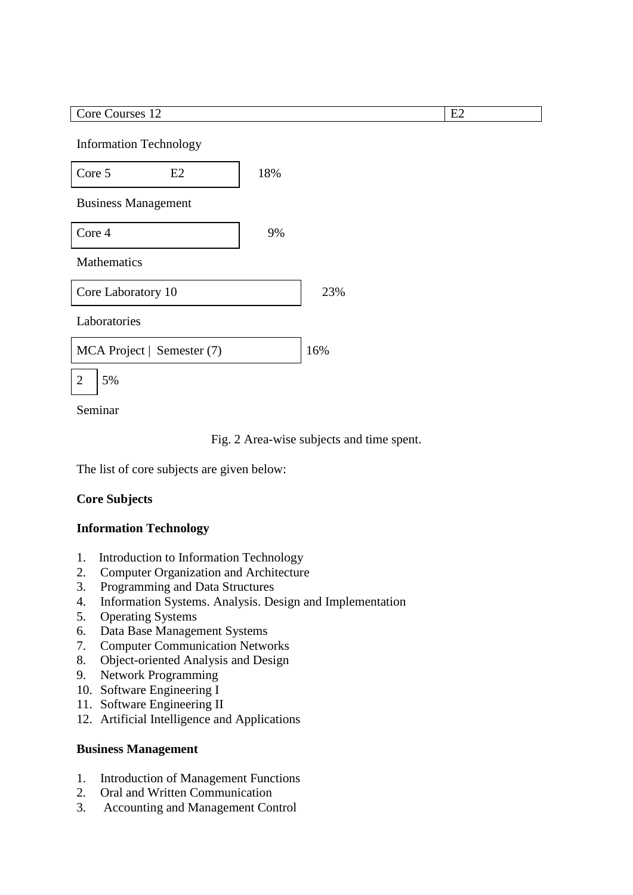| Core Courses 12 | E2 |
|---|---|

Information Technology

| Core 5 E2 | 18% |
|---|---|

Business Management

| Core 4 | 9% |
|---|---|

Mathematics

| Core Laboratory 10 | 23% |
|---|---|

Laboratories

| MCA Project \| Semester (7) | 16% |
|---|---|

| 2 | 5% |
|---|---|

Seminar

Fig. 2 Area-wise subjects and time spent.

The list of core subjects are given below:

**Core Subjects**

**Information Technology**

1. Introduction to Information Technology
2. Computer Organization and Architecture
3. Programming and Data Structures
4. Information Systems. Analysis. Design and Implementation
5. Operating Systems
6. Data Base Management Systems
7. Computer Communication Networks
8. Object-oriented Analysis and Design
9. Network Programming
10. Software Engineering I
11. Software Engineering II
12. Artificial Intelligence and Applications

**Business Management**

1. Introduction of Management Functions
2. Oral and Written Communication
3. Accounting and Management Control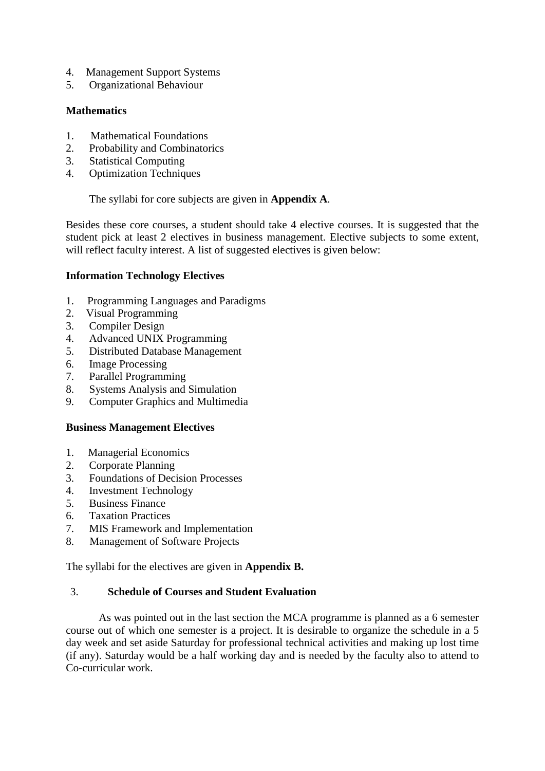4. Management Support Systems
5. Organizational Behaviour

**Mathematics**

1. Mathematical Foundations
2. Probability and Combinatorics
3. Statistical Computing
4. Optimization Techniques

The syllabi for core subjects are given in **Appendix A**.

Besides these core courses, a student should take 4 elective courses. It is suggested that the student pick at least 2 electives in business management. Elective subjects to some extent, will reflect faculty interest. A list of suggested electives is given below:

**Information Technology Electives**

1. Programming Languages and Paradigms
2. Visual Programming
3. Compiler Design
4. Advanced UNIX Programming
5. Distributed Database Management
6. Image Processing
7. Parallel Programming
8. Systems Analysis and Simulation
9. Computer Graphics and Multimedia

**Business Management Electives**

1. Managerial Economics
2. Corporate Planning
3. Foundations of Decision Processes
4. Investment Technology
5. Business Finance
6. Taxation Practices
7. MIS Framework and Implementation
8. Management of Software Projects

The syllabi for the electives are given in **Appendix B.**

## 3. Schedule of Courses and Student Evaluation

As was pointed out in the last section the MCA programme is planned as a 6 semester course out of which one semester is a project. It is desirable to organize the schedule in a 5 day week and set aside Saturday for professional technical activities and making up lost time (if any). Saturday would be a half working day and is needed by the faculty also to attend to Co-curricular work.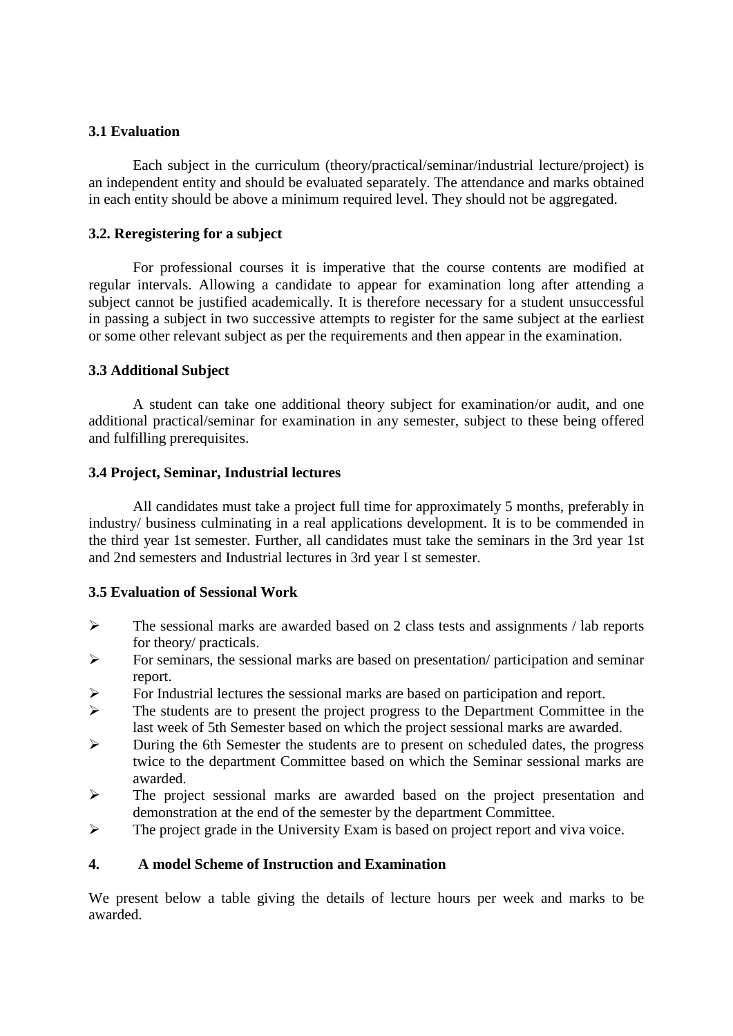### 3.1 Evaluation

Each subject in the curriculum (theory/practical/seminar/industrial lecture/project) is an independent entity and should be evaluated separately. The attendance and marks obtained in each entity should be above a minimum required level. They should not be aggregated.

### 3.2. Reregistering for a subject

For professional courses it is imperative that the course contents are modified at regular intervals. Allowing a candidate to appear for examination long after attending a subject cannot be justified academically. It is therefore necessary for a student unsuccessful in passing a subject in two successive attempts to register for the same subject at the earliest or some other relevant subject as per the requirements and then appear in the examination.

### 3.3 Additional Subject

A student can take one additional theory subject for examination/or audit, and one additional practical/seminar for examination in any semester, subject to these being offered and fulfilling prerequisites.

### 3.4 Project, Seminar, Industrial lectures

All candidates must take a project full time for approximately 5 months, preferably in industry/ business culminating in a real applications development. It is to be commended in the third year 1st semester. Further, all candidates must take the seminars in the 3rd year 1st and 2nd semesters and Industrial lectures in 3rd year I st semester.

### 3.5 Evaluation of Sessional Work

- The sessional marks are awarded based on 2 class tests and assignments / lab reports for theory/ practicals.
- For seminars, the sessional marks are based on presentation/ participation and seminar report.
- For Industrial lectures the sessional marks are based on participation and report.
- The students are to present the project progress to the Department Committee in the last week of 5th Semester based on which the project sessional marks are awarded.
- During the 6th Semester the students are to present on scheduled dates, the progress twice to the department Committee based on which the Seminar sessional marks are awarded.
- The project sessional marks are awarded based on the project presentation and demonstration at the end of the semester by the department Committee.
- The project grade in the University Exam is based on project report and viva voice.

## 4. A model Scheme of Instruction and Examination

We present below a table giving the details of lecture hours per week and marks to be awarded.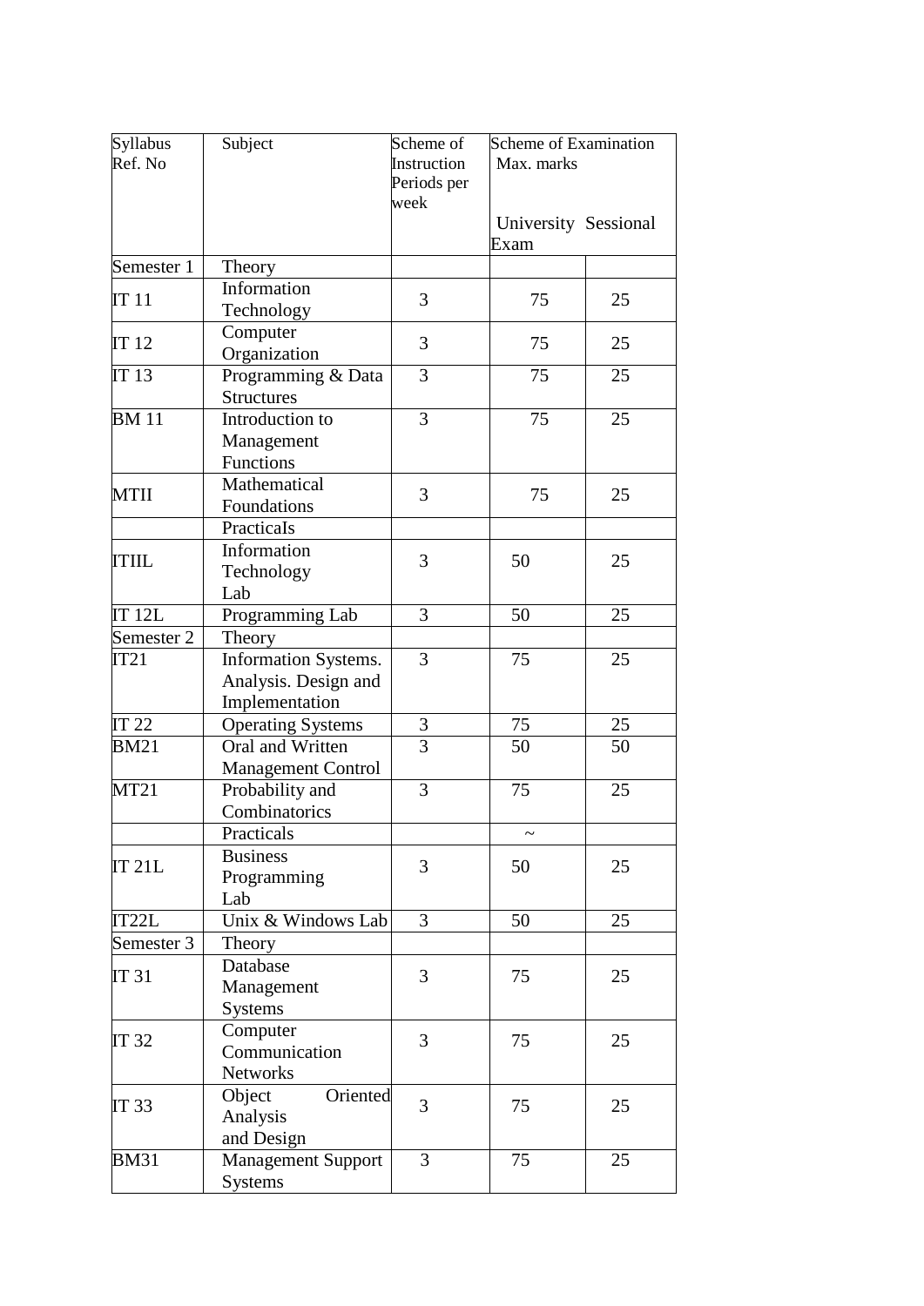| Syllabus Ref. No | Subject | Scheme of Instruction Periods per week | Scheme of Examination Max. marks | |
|---|---|---|---|---|
| | | | University Exam | Sessional |
| Semester 1 | Theory | | | |
| IT 11 | Information Technology | 3 | 75 | 25 |
| IT 12 | Computer Organization | 3 | 75 | 25 |
| IT 13 | Programming & Data Structures | 3 | 75 | 25 |
| BM 11 | Introduction to Management Functions | 3 | 75 | 25 |
| MTII | Mathematical Foundations | 3 | 75 | 25 |
| | PracticaIs | | | |
| ITIIL | Information Technology Lab | 3 | 50 | 25 |
| IT 12L | Programming Lab | 3 | 50 | 25 |
| Semester 2 | Theory | | | |
| IT21 | Information Systems. Analysis. Design and Implementation | 3 | 75 | 25 |
| IT 22 | Operating Systems | 3 | 75 | 25 |
| BM21 | Oral and Written Management Control | 3 | 50 | 50 |
| MT21 | Probability and Combinatorics | 3 | 75 | 25 |
| | Practicals | | ~ | |
| IT 21L | Business Programming Lab | 3 | 50 | 25 |
| IT22L | Unix & Windows Lab | 3 | 50 | 25 |
| Semester 3 | Theory | | | |
| IT 31 | Database Management Systems | 3 | 75 | 25 |
| IT 32 | Computer Communication Networks | 3 | 75 | 25 |
| IT 33 | Object Oriented Analysis and Design | 3 | 75 | 25 |
| BM31 | Management Support Systems | 3 | 75 | 25 |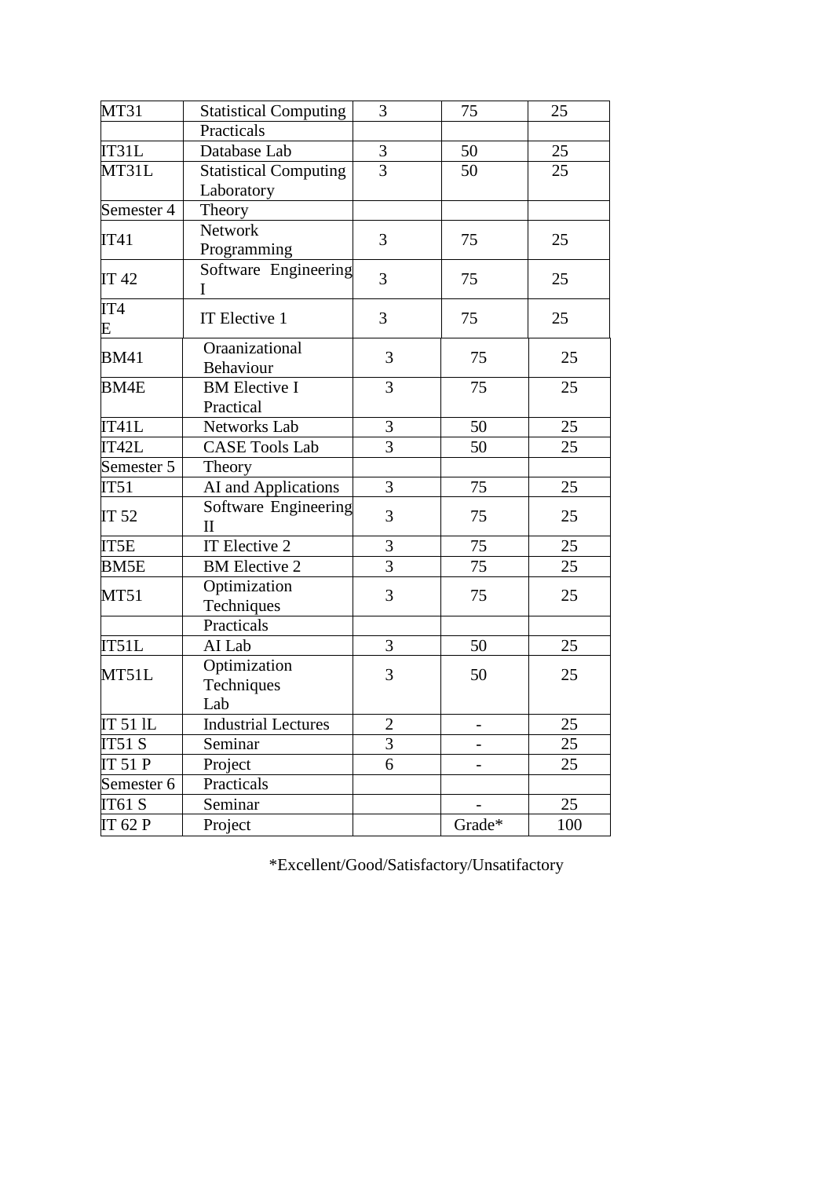| | | | | |
|---|---|---|---|---|
| MT31 | Statistical Computing | 3 | 75 | 25 |
| | Practicals | | | |
| IT31L | Database Lab | 3 | 50 | 25 |
| MT31L | Statistical Computing Laboratory | 3 | 50 | 25 |
| Semester 4 | Theory | | | |
| IT41 | Network Programming | 3 | 75 | 25 |
| IT 42 | Software Engineering I | 3 | 75 | 25 |
| IT4 E | IT Elective 1 | 3 | 75 | 25 |
| BM41 | Oraanizational Behaviour | 3 | 75 | 25 |
| BM4E | BM Elective I Practical | 3 | 75 | 25 |
| IT41L | Networks Lab | 3 | 50 | 25 |
| IT42L | CASE Tools Lab | 3 | 50 | 25 |
| Semester 5 | Theory | | | |
| IT51 | AI and Applications | 3 | 75 | 25 |
| IT 52 | Software Engineering II | 3 | 75 | 25 |
| IT5E | IT Elective 2 | 3 | 75 | 25 |
| BM5E | BM Elective 2 | 3 | 75 | 25 |
| MT51 | Optimization Techniques | 3 | 75 | 25 |
| | Practicals | | | |
| IT51L | AI Lab | 3 | 50 | 25 |
| MT51L | Optimization Techniques Lab | 3 | 50 | 25 |
| IT 51 lL | Industrial Lectures | 2 | - | 25 |
| IT51 S | Seminar | 3 | - | 25 |
| IT 51 P | Project | 6 | - | 25 |
| Semester 6 | Practicals | | | |
| IT61 S | Seminar | | - | 25 |
| IT 62 P | Project | | Grade* | 100 |

*Excellent/Good/Satisfactory/Unsatifactory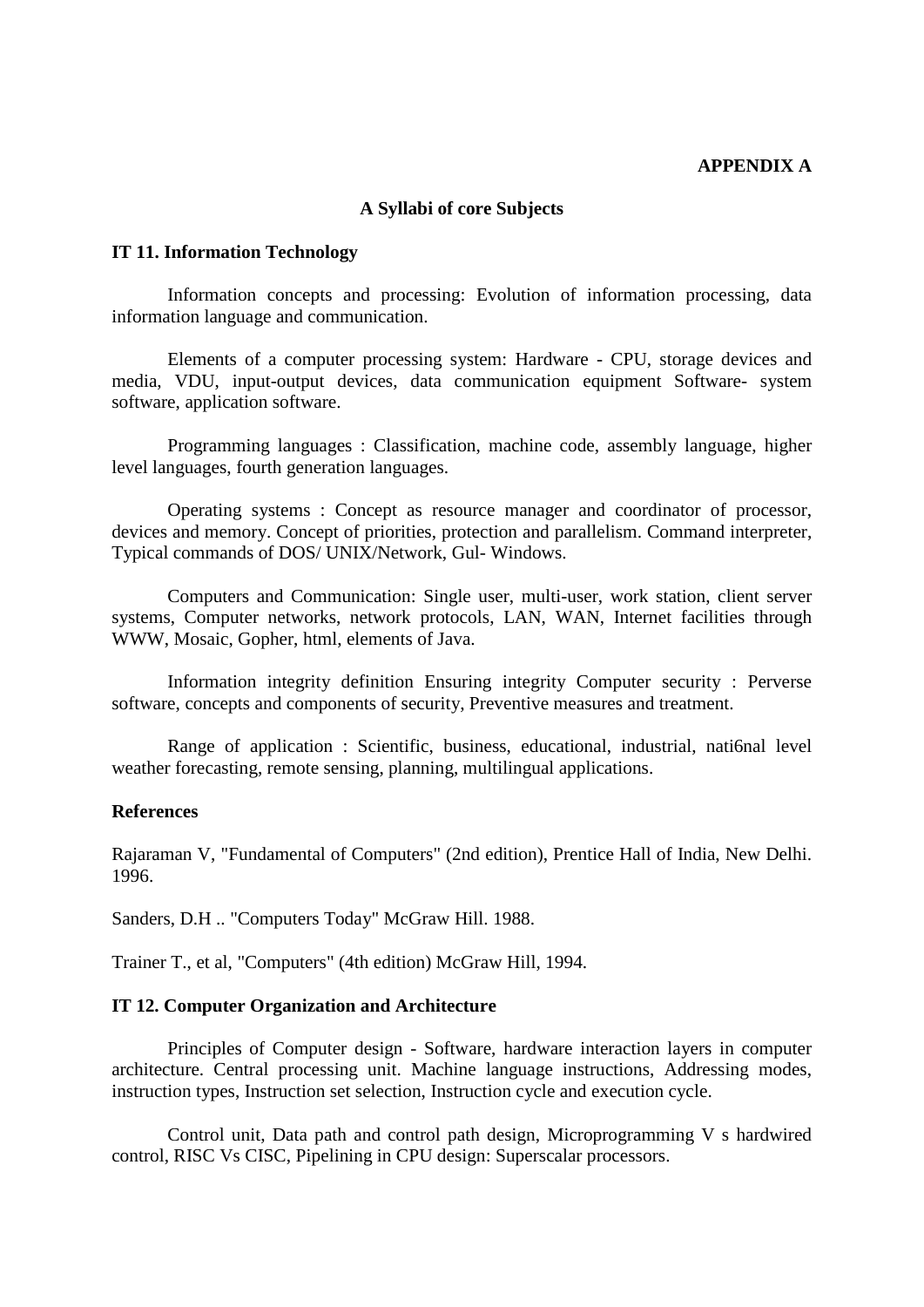**APPENDIX A**

## A Syllabi of core Subjects

### IT 11. Information Technology

Information concepts and processing: Evolution of information processing, data information language and communication.

Elements of a computer processing system: Hardware - CPU, storage devices and media, VDU, input-output devices, data communication equipment Software- system software, application software.

Programming languages : Classification, machine code, assembly language, higher level languages, fourth generation languages.

Operating systems : Concept as resource manager and coordinator of processor, devices and memory. Concept of priorities, protection and parallelism. Command interpreter, Typical commands of DOS/ UNIX/Network, Gul- Windows.

Computers and Communication: Single user, multi-user, work station, client server systems, Computer networks, network protocols, LAN, WAN, Internet facilities through WWW, Mosaic, Gopher, html, elements of Java.

Information integrity definition Ensuring integrity Computer security : Perverse software, concepts and components of security, Preventive measures and treatment.

Range of application : Scientific, business, educational, industrial, nati6nal level weather forecasting, remote sensing, planning, multilingual applications.

**References**

Rajaraman V, "Fundamental of Computers" (2nd edition), Prentice Hall of India, New Delhi. 1996.

Sanders, D.H .. "Computers Today" McGraw Hill. 1988.

Trainer T., et al, "Computers" (4th edition) McGraw Hill, 1994.

### IT 12. Computer Organization and Architecture

Principles of Computer design - Software, hardware interaction layers in computer architecture. Central processing unit. Machine language instructions, Addressing modes, instruction types, Instruction set selection, Instruction cycle and execution cycle.

Control unit, Data path and control path design, Microprogramming V s hardwired control, RISC Vs CISC, Pipelining in CPU design: Superscalar processors.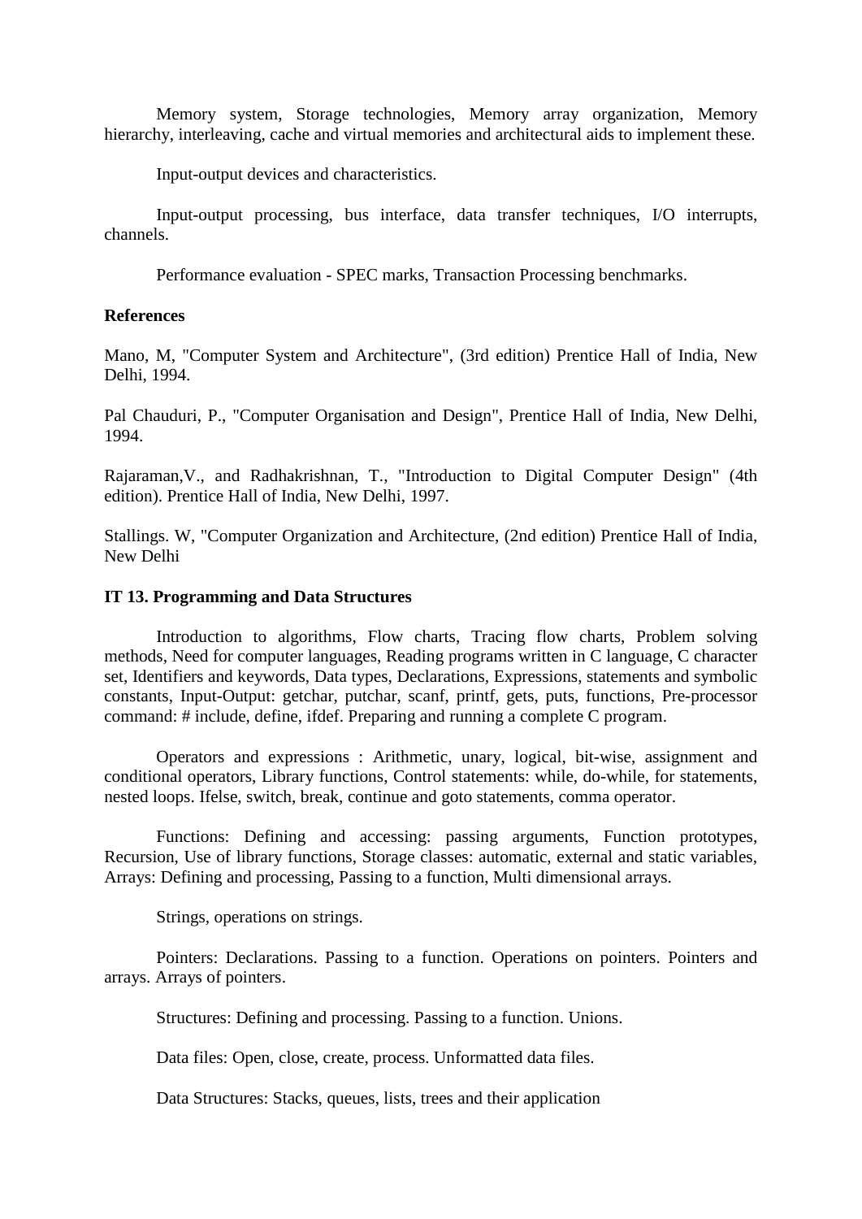Memory system, Storage technologies, Memory array organization, Memory hierarchy, interleaving, cache and virtual memories and architectural aids to implement these.

Input-output devices and characteristics.

Input-output processing, bus interface, data transfer techniques, I/O interrupts, channels.

Performance evaluation - SPEC marks, Transaction Processing benchmarks.

**References**

Mano, M, "Computer System and Architecture", (3rd edition) Prentice Hall of India, New Delhi, 1994.

Pal Chauduri, P., "Computer Organisation and Design", Prentice Hall of India, New Delhi, 1994.

Rajaraman,V., and Radhakrishnan, T., "Introduction to Digital Computer Design" (4th edition). Prentice Hall of India, New Delhi, 1997.

Stallings. W, "Computer Organization and Architecture, (2nd edition) Prentice Hall of India, New Delhi

**IT 13. Programming and Data Structures**

Introduction to algorithms, Flow charts, Tracing flow charts, Problem solving methods, Need for computer languages, Reading programs written in C language, C character set, Identifiers and keywords, Data types, Declarations, Expressions, statements and symbolic constants, Input-Output: getchar, putchar, scanf, printf, gets, puts, functions, Pre-processor command: # include, define, ifdef. Preparing and running a complete C program.

Operators and expressions : Arithmetic, unary, logical, bit-wise, assignment and conditional operators, Library functions, Control statements: while, do-while, for statements, nested loops. Ifelse, switch, break, continue and goto statements, comma operator.

Functions: Defining and accessing: passing arguments, Function prototypes, Recursion, Use of library functions, Storage classes: automatic, external and static variables, Arrays: Defining and processing, Passing to a function, Multi dimensional arrays.

Strings, operations on strings.

Pointers: Declarations. Passing to a function. Operations on pointers. Pointers and arrays. Arrays of pointers.

Structures: Defining and processing. Passing to a function. Unions.

Data files: Open, close, create, process. Unformatted data files.

Data Structures: Stacks, queues, lists, trees and their application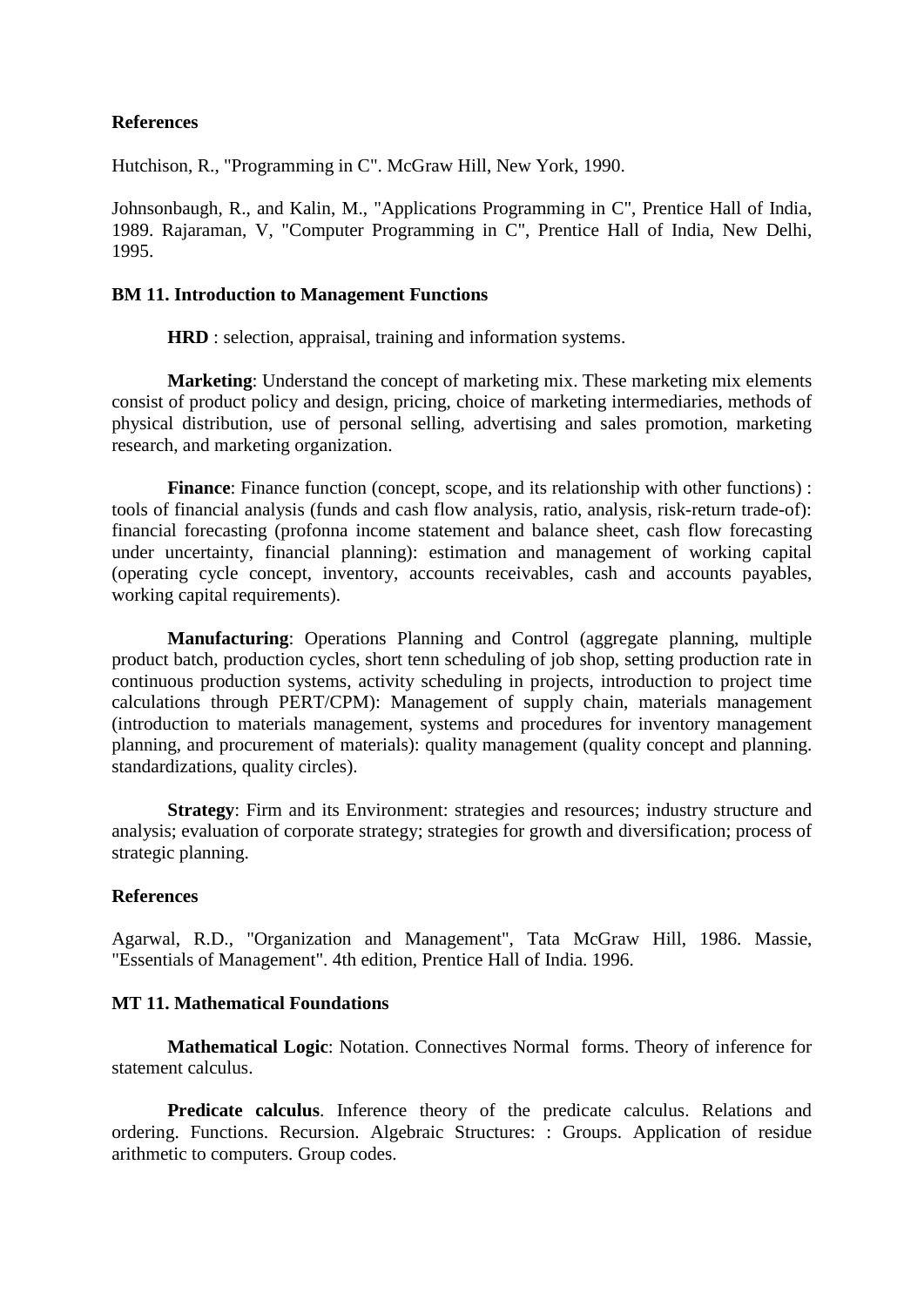**References**

Hutchison, R., "Programming in C". McGraw Hill, New York, 1990.

Johnsonbaugh, R., and Kalin, M., "Applications Programming in C", Prentice Hall of India, 1989. Rajaraman, V, "Computer Programming in C", Prentice Hall of India, New Delhi, 1995.

**BM 11. Introduction to Management Functions**

**HRD** : selection, appraisal, training and information systems.

**Marketing**: Understand the concept of marketing mix. These marketing mix elements consist of product policy and design, pricing, choice of marketing intermediaries, methods of physical distribution, use of personal selling, advertising and sales promotion, marketing research, and marketing organization.

**Finance**: Finance function (concept, scope, and its relationship with other functions) : tools of financial analysis (funds and cash flow analysis, ratio, analysis, risk-return trade-of): financial forecasting (profonna income statement and balance sheet, cash flow forecasting under uncertainty, financial planning): estimation and management of working capital (operating cycle concept, inventory, accounts receivables, cash and accounts payables, working capital requirements).

**Manufacturing**: Operations Planning and Control (aggregate planning, multiple product batch, production cycles, short tenn scheduling of job shop, setting production rate in continuous production systems, activity scheduling in projects, introduction to project time calculations through PERT/CPM): Management of supply chain, materials management (introduction to materials management, systems and procedures for inventory management planning, and procurement of materials): quality management (quality concept and planning. standardizations, quality circles).

**Strategy**: Firm and its Environment: strategies and resources; industry structure and analysis; evaluation of corporate strategy; strategies for growth and diversification; process of strategic planning.

**References**

Agarwal, R.D., "Organization and Management", Tata McGraw Hill, 1986. Massie, "Essentials of Management". 4th edition, Prentice Hall of India. 1996.

**MT 11. Mathematical Foundations**

**Mathematical Logic**: Notation. Connectives Normal forms. Theory of inference for statement calculus.

**Predicate calculus**. Inference theory of the predicate calculus. Relations and ordering. Functions. Recursion. Algebraic Structures: : Groups. Application of residue arithmetic to computers. Group codes.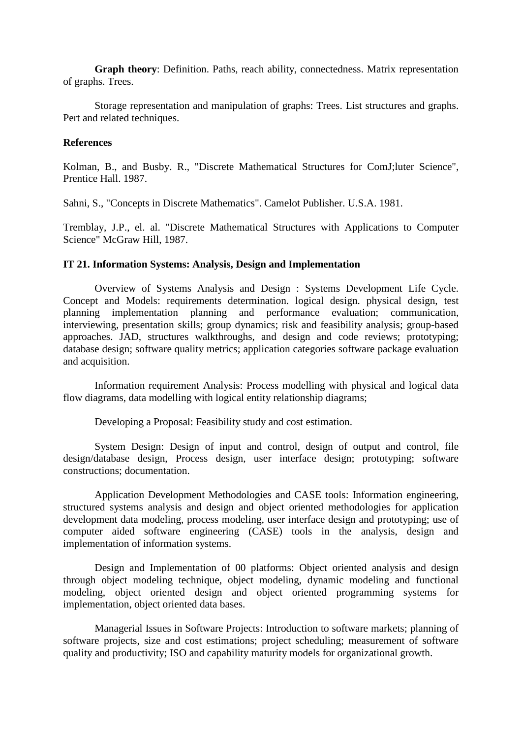**Graph theory**: Definition. Paths, reach ability, connectedness. Matrix representation of graphs. Trees.

Storage representation and manipulation of graphs: Trees. List structures and graphs. Pert and related techniques.

**References**

Kolman, B., and Busby. R., "Discrete Mathematical Structures for ComJ;luter Science", Prentice Hall. 1987.

Sahni, S., "Concepts in Discrete Mathematics". Camelot Publisher. U.S.A. 1981.

Tremblay, J.P., el. al. "Discrete Mathematical Structures with Applications to Computer Science" McGraw Hill, 1987.

**IT 21. Information Systems: Analysis, Design and Implementation**

Overview of Systems Analysis and Design : Systems Development Life Cycle. Concept and Models: requirements determination. logical design. physical design, test planning implementation planning and performance evaluation; communication, interviewing, presentation skills; group dynamics; risk and feasibility analysis; group-based approaches. JAD, structures walkthroughs, and design and code reviews; prototyping; database design; software quality metrics; application categories software package evaluation and acquisition.

Information requirement Analysis: Process modelling with physical and logical data flow diagrams, data modelling with logical entity relationship diagrams;

Developing a Proposal: Feasibility study and cost estimation.

System Design: Design of input and control, design of output and control, file design/database design, Process design, user interface design; prototyping; software constructions; documentation.

Application Development Methodologies and CASE tools: Information engineering, structured systems analysis and design and object oriented methodologies for application development data modeling, process modeling, user interface design and prototyping; use of computer aided software engineering (CASE) tools in the analysis, design and implementation of information systems.

Design and Implementation of 00 platforms: Object oriented analysis and design through object modeling technique, object modeling, dynamic modeling and functional modeling, object oriented design and object oriented programming systems for implementation, object oriented data bases.

Managerial Issues in Software Projects: Introduction to software markets; planning of software projects, size and cost estimations; project scheduling; measurement of software quality and productivity; ISO and capability maturity models for organizational growth.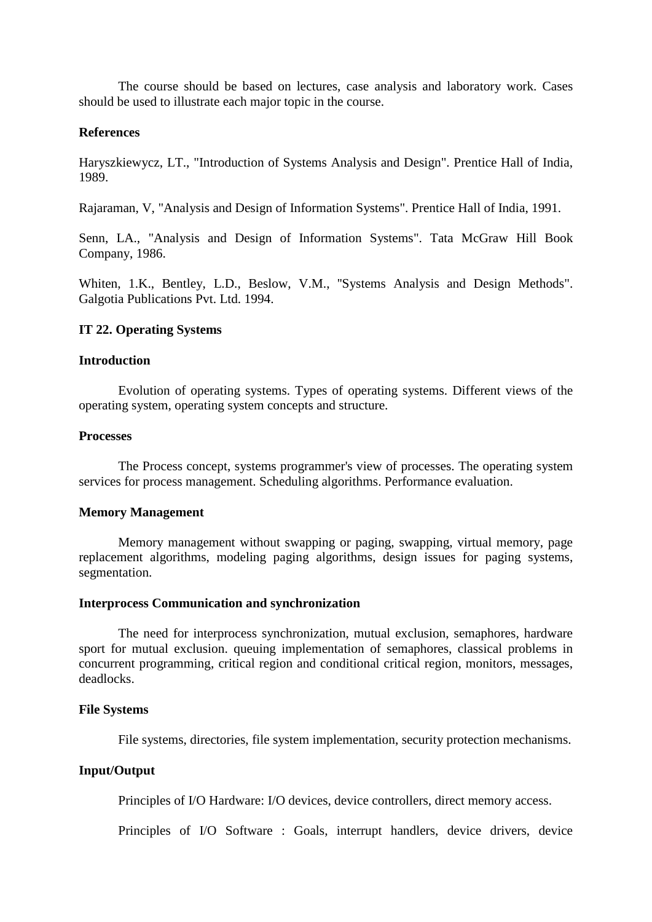The course should be based on lectures, case analysis and laboratory work. Cases should be used to illustrate each major topic in the course.

**References**

Haryszkiewycz, LT., "Introduction of Systems Analysis and Design". Prentice Hall of India, 1989.

Rajaraman, V, "Analysis and Design of Information Systems". Prentice Hall of India, 1991.

Senn, LA., "Analysis and Design of Information Systems". Tata McGraw Hill Book Company, 1986.

Whiten, 1.K., Bentley, L.D., Beslow, V.M., "Systems Analysis and Design Methods". Galgotia Publications Pvt. Ltd. 1994.

## IT 22. Operating Systems

**Introduction**

Evolution of operating systems. Types of operating systems. Different views of the operating system, operating system concepts and structure.

**Processes**

The Process concept, systems programmer's view of processes. The operating system services for process management. Scheduling algorithms. Performance evaluation.

**Memory Management**

Memory management without swapping or paging, swapping, virtual memory, page replacement algorithms, modeling paging algorithms, design issues for paging systems, segmentation.

**Interprocess Communication and synchronization**

The need for interprocess synchronization, mutual exclusion, semaphores, hardware sport for mutual exclusion. queuing implementation of semaphores, classical problems in concurrent programming, critical region and conditional critical region, monitors, messages, deadlocks.

**File Systems**

File systems, directories, file system implementation, security protection mechanisms.

**Input/Output**

Principles of I/O Hardware: I/O devices, device controllers, direct memory access.

Principles of I/O Software : Goals, interrupt handlers, device drivers, device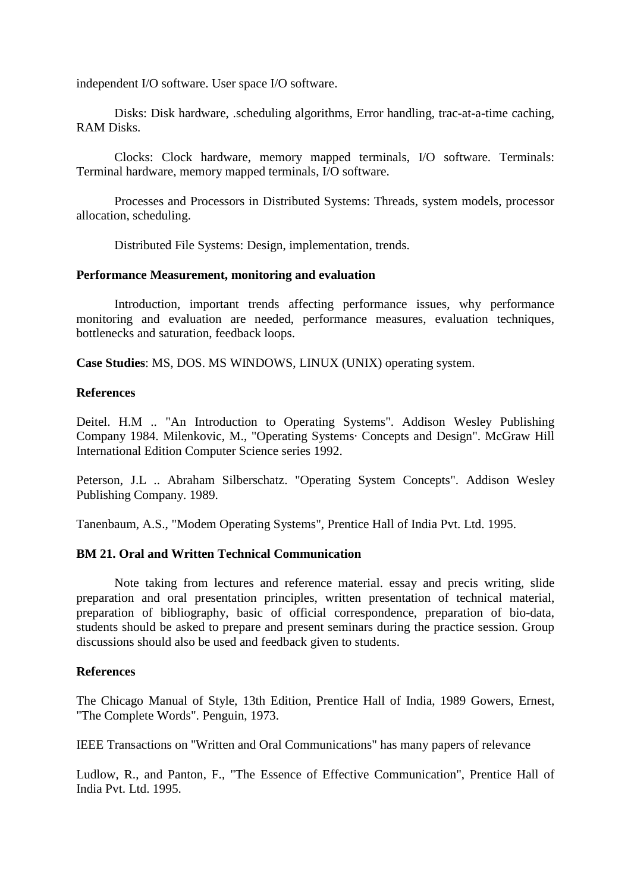independent I/O software. User space I/O software.

Disks: Disk hardware, .scheduling algorithms, Error handling, trac-at-a-time caching, RAM Disks.

Clocks: Clock hardware, memory mapped terminals, I/O software. Terminals: Terminal hardware, memory mapped terminals, I/O software.

Processes and Processors in Distributed Systems: Threads, system models, processor allocation, scheduling.

Distributed File Systems: Design, implementation, trends.

**Performance Measurement, monitoring and evaluation**

Introduction, important trends affecting performance issues, why performance monitoring and evaluation are needed, performance measures, evaluation techniques, bottlenecks and saturation, feedback loops.

**Case Studies**: MS, DOS. MS WINDOWS, LINUX (UNIX) operating system.

**References**

Deitel. H.M .. "An Introduction to Operating Systems". Addison Wesley Publishing Company 1984. Milenkovic, M., "Operating Systems· Concepts and Design". McGraw Hill International Edition Computer Science series 1992.

Peterson, J.L .. Abraham Silberschatz. "Operating System Concepts". Addison Wesley Publishing Company. 1989.

Tanenbaum, A.S., "Modem Operating Systems", Prentice Hall of India Pvt. Ltd. 1995.

**BM 21. Oral and Written Technical Communication**

Note taking from lectures and reference material. essay and precis writing, slide preparation and oral presentation principles, written presentation of technical material, preparation of bibliography, basic of official correspondence, preparation of bio-data, students should be asked to prepare and present seminars during the practice session. Group discussions should also be used and feedback given to students.

**References**

The Chicago Manual of Style, 13th Edition, Prentice Hall of India, 1989 Gowers, Ernest, "The Complete Words". Penguin, 1973.

IEEE Transactions on "Written and Oral Communications" has many papers of relevance

Ludlow, R., and Panton, F., "The Essence of Effective Communication", Prentice Hall of India Pvt. Ltd. 1995.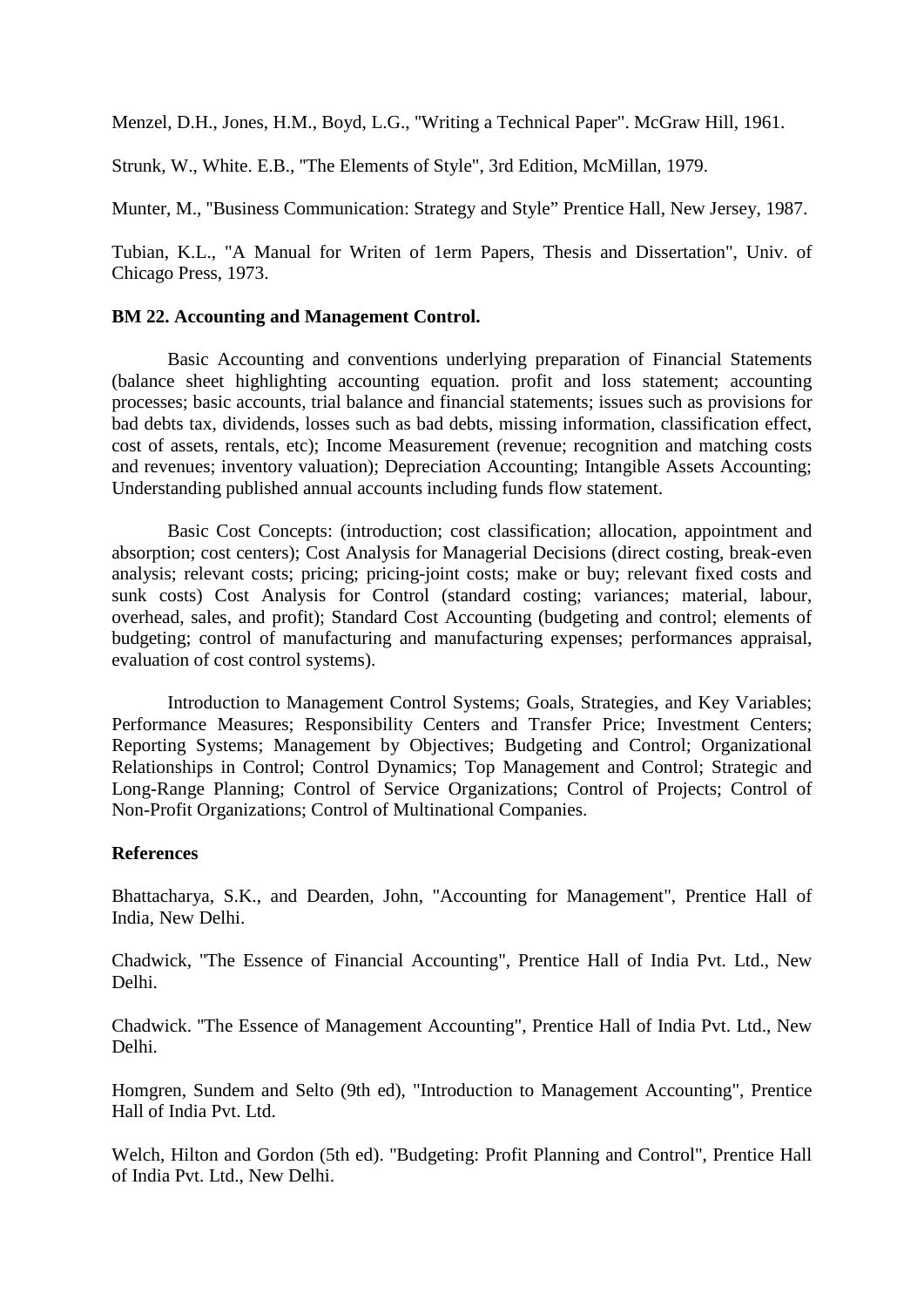Menzel, D.H., Jones, H.M., Boyd, L.G., "Writing a Technical Paper". McGraw Hill, 1961.

Strunk, W., White. E.B., "The Elements of Style", 3rd Edition, McMillan, 1979.

Munter, M., "Business Communication: Strategy and Style" Prentice Hall, New Jersey, 1987.

Tubian, K.L., "A Manual for Writen of 1erm Papers, Thesis and Dissertation", Univ. of Chicago Press, 1973.

**BM 22. Accounting and Management Control.**

Basic Accounting and conventions underlying preparation of Financial Statements (balance sheet highlighting accounting equation. profit and loss statement; accounting processes; basic accounts, trial balance and financial statements; issues such as provisions for bad debts tax, dividends, losses such as bad debts, missing information, classification effect, cost of assets, rentals, etc); Income Measurement (revenue; recognition and matching costs and revenues; inventory valuation); Depreciation Accounting; Intangible Assets Accounting; Understanding published annual accounts including funds flow statement.

Basic Cost Concepts: (introduction; cost classification; allocation, appointment and absorption; cost centers); Cost Analysis for Managerial Decisions (direct costing, break-even analysis; relevant costs; pricing; pricing-joint costs; make or buy; relevant fixed costs and sunk costs) Cost Analysis for Control (standard costing; variances; material, labour, overhead, sales, and profit); Standard Cost Accounting (budgeting and control; elements of budgeting; control of manufacturing and manufacturing expenses; performances appraisal, evaluation of cost control systems).

Introduction to Management Control Systems; Goals, Strategies, and Key Variables; Performance Measures; Responsibility Centers and Transfer Price; Investment Centers; Reporting Systems; Management by Objectives; Budgeting and Control; Organizational Relationships in Control; Control Dynamics; Top Management and Control; Strategic and Long-Range Planning; Control of Service Organizations; Control of Projects; Control of Non-Profit Organizations; Control of Multinational Companies.

**References**

Bhattacharya, S.K., and Dearden, John, "Accounting for Management", Prentice Hall of India, New Delhi.

Chadwick, "The Essence of Financial Accounting", Prentice Hall of India Pvt. Ltd., New Delhi.

Chadwick. "The Essence of Management Accounting", Prentice Hall of India Pvt. Ltd., New Delhi.

Homgren, Sundem and Selto (9th ed), "Introduction to Management Accounting", Prentice Hall of India Pvt. Ltd.

Welch, Hilton and Gordon (5th ed). "Budgeting: Profit Planning and Control", Prentice Hall of India Pvt. Ltd., New Delhi.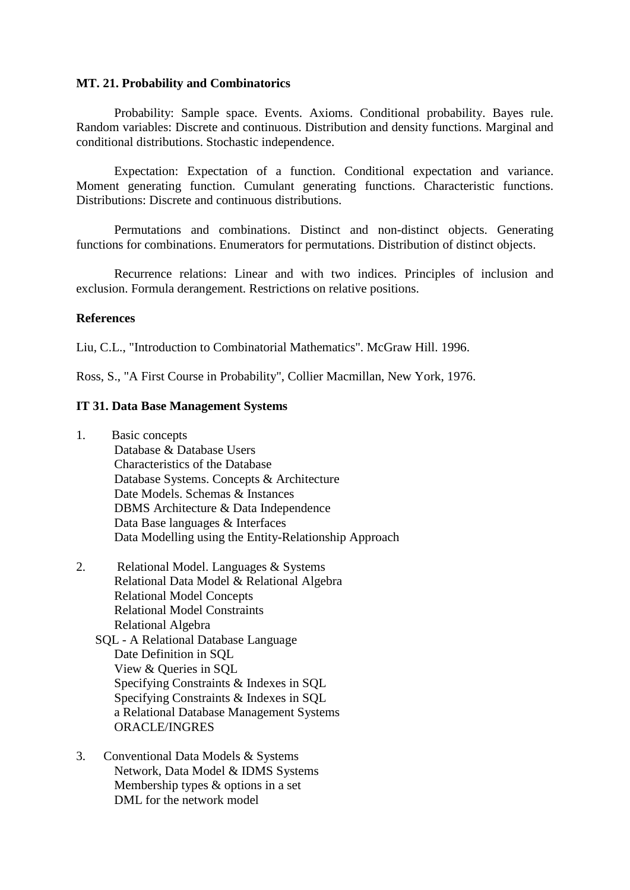**MT. 21. Probability and Combinatorics**

Probability: Sample space. Events. Axioms. Conditional probability. Bayes rule. Random variables: Discrete and continuous. Distribution and density functions. Marginal and conditional distributions. Stochastic independence.

Expectation: Expectation of a function. Conditional expectation and variance. Moment generating function. Cumulant generating functions. Characteristic functions. Distributions: Discrete and continuous distributions.

Permutations and combinations. Distinct and non-distinct objects. Generating functions for combinations. Enumerators for permutations. Distribution of distinct objects.

Recurrence relations: Linear and with two indices. Principles of inclusion and exclusion. Formula derangement. Restrictions on relative positions.

**References**

Liu, C.L., "Introduction to Combinatorial Mathematics". McGraw Hill. 1996.

Ross, S., "A First Course in Probability", Collier Macmillan, New York, 1976.

**IT 31. Data Base Management Systems**

1. Basic concepts
   - Database & Database Users
   - Characteristics of the Database
   - Database Systems. Concepts & Architecture
   - Date Models. Schemas & Instances
   - DBMS Architecture & Data Independence
   - Data Base languages & Interfaces
   - Data Modelling using the Entity-Relationship Approach

2. Relational Model. Languages & Systems
   - Relational Data Model & Relational Algebra
   - Relational Model Concepts
   - Relational Model Constraints
   - Relational Algebra

   SQL - A Relational Database Language
   - Date Definition in SQL
   - View & Queries in SQL
   - Specifying Constraints & Indexes in SQL
   - Specifying Constraints & Indexes in SQL
   - a Relational Database Management Systems
   - ORACLE/INGRES

3. Conventional Data Models & Systems
   - Network, Data Model & IDMS Systems
   - Membership types & options in a set
   - DML for the network model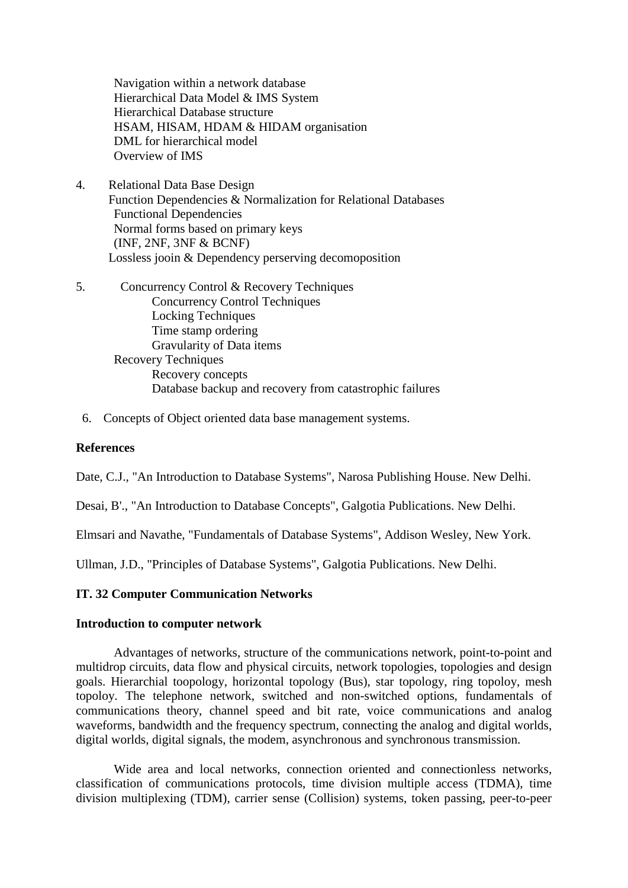Navigation within a network database
Hierarchical Data Model & IMS System
Hierarchical Database structure
HSAM, HISAM, HDAM & HIDAM organisation
DML for hierarchical model
Overview of IMS

4. Relational Data Base Design
   Function Dependencies & Normalization for Relational Databases
   Functional Dependencies
   Normal forms based on primary keys
   (INF, 2NF, 3NF & BCNF)
   Lossless jooin & Dependency perserving decomoposition

5. Concurrency Control & Recovery Techniques
   - Concurrency Control Techniques
     - Locking Techniques
     - Time stamp ordering
     - Gravularity of Data items
   - Recovery Techniques
     - Recovery concepts
     - Database backup and recovery from catastrophic failures

6. Concepts of Object oriented data base management systems.

**References**

Date, C.J., "An Introduction to Database Systems", Narosa Publishing House. New Delhi.

Desai, B'., "An Introduction to Database Concepts", Galgotia Publications. New Delhi.

Elmsari and Navathe, "Fundamentals of Database Systems", Addison Wesley, New York.

Ullman, J.D., "Principles of Database Systems", Galgotia Publications. New Delhi.

**IT. 32 Computer Communication Networks**

**Introduction to computer network**

Advantages of networks, structure of the communications network, point-to-point and multidrop circuits, data flow and physical circuits, network topologies, topologies and design goals. Hierarchial toopology, horizontal topology (Bus), star topology, ring topoloy, mesh topoloy. The telephone network, switched and non-switched options, fundamentals of communications theory, channel speed and bit rate, voice communications and analog waveforms, bandwidth and the frequency spectrum, connecting the analog and digital worlds, digital worlds, digital signals, the modem, asynchronous and synchronous transmission.

Wide area and local networks, connection oriented and connectionless networks, classification of communications protocols, time division multiple access (TDMA), time division multiplexing (TDM), carrier sense (Collision) systems, token passing, peer-to-peer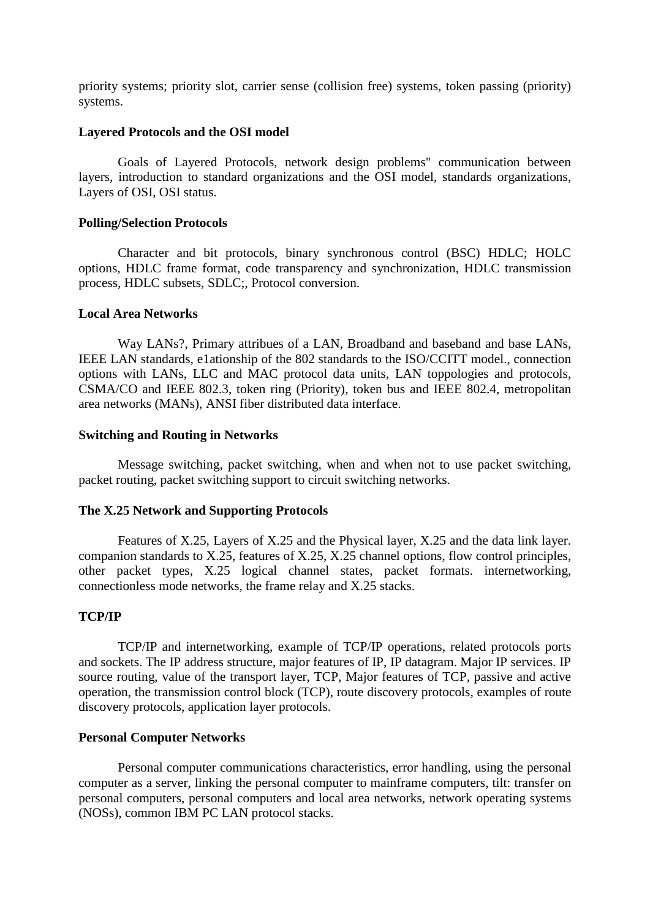priority systems; priority slot, carrier sense (collision free) systems, token passing (priority) systems.

**Layered Protocols and the OSI model**

Goals of Layered Protocols, network design problems" communication between layers, introduction to standard organizations and the OSI model, standards organizations, Layers of OSI, OSI status.

**Polling/Selection Protocols**

Character and bit protocols, binary synchronous control (BSC) HDLC; HOLC options, HDLC frame format, code transparency and synchronization, HDLC transmission process, HDLC subsets, SDLC;, Protocol conversion.

**Local Area Networks**

Way LANs?, Primary attribues of a LAN, Broadband and baseband and base LANs, IEEE LAN standards, e1ationship of the 802 standards to the ISO/CCITT model., connection options with LANs, LLC and MAC protocol data units, LAN toppologies and protocols, CSMA/CO and IEEE 802.3, token ring (Priority), token bus and IEEE 802.4, metropolitan area networks (MANs), ANSI fiber distributed data interface.

**Switching and Routing in Networks**

Message switching, packet switching, when and when not to use packet switching, packet routing, packet switching support to circuit switching networks.

**The X.25 Network and Supporting Protocols**

Features of X.25, Layers of X.25 and the Physical layer, X.25 and the data link layer. companion standards to X.25, features of X.25, X.25 channel options, flow control principles, other packet types, X.25 logical channel states, packet formats. internetworking, connectionless mode networks, the frame relay and X.25 stacks.

**TCP/IP**

TCP/IP and internetworking, example of TCP/IP operations, related protocols ports and sockets. The IP address structure, major features of IP, IP datagram. Major IP services. IP source routing, value of the transport layer, TCP, Major features of TCP, passive and active operation, the transmission control block (TCP), route discovery protocols, examples of route discovery protocols, application layer protocols.

**Personal Computer Networks**

Personal computer communications characteristics, error handling, using the personal computer as a server, linking the personal computer to mainframe computers, tilt: transfer on personal computers, personal computers and local area networks, network operating systems (NOSs), common IBM PC LAN protocol stacks.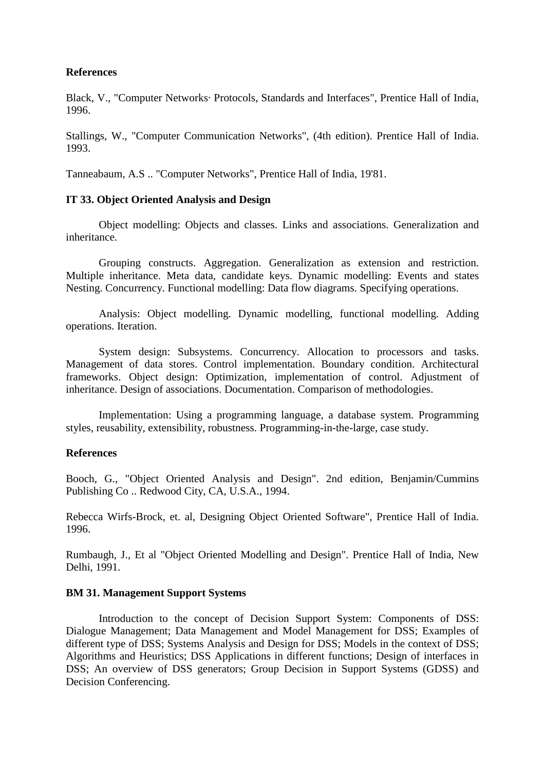**References**

Black, V., "Computer Networks· Protocols, Standards and Interfaces", Prentice Hall of India, 1996.

Stallings, W., "Computer Communication Networks", (4th edition). Prentice Hall of India. 1993.

Tanneabaum, A.S .. "Computer Networks", Prentice Hall of India, 19'81.

**IT 33. Object Oriented Analysis and Design**

Object modelling: Objects and classes. Links and associations. Generalization and inheritance.

Grouping constructs. Aggregation. Generalization as extension and restriction. Multiple inheritance. Meta data, candidate keys. Dynamic modelling: Events and states Nesting. Concurrency. Functional modelling: Data flow diagrams. Specifying operations.

Analysis: Object modelling. Dynamic modelling, functional modelling. Adding operations. Iteration.

System design: Subsystems. Concurrency. Allocation to processors and tasks. Management of data stores. Control implementation. Boundary condition. Architectural frameworks. Object design: Optimization, implementation of control. Adjustment of inheritance. Design of associations. Documentation. Comparison of methodologies.

Implementation: Using a programming language, a database system. Programming styles, reusability, extensibility, robustness. Programming-in-the-large, case study.

**References**

Booch, G., "Object Oriented Analysis and Design". 2nd edition, Benjamin/Cummins Publishing Co .. Redwood City, CA, U.S.A., 1994.

Rebecca Wirfs-Brock, et. al, Designing Object Oriented Software", Prentice Hall of India. 1996.

Rumbaugh, J., Et al "Object Oriented Modelling and Design". Prentice Hall of India, New Delhi, 1991.

**BM 31. Management Support Systems**

Introduction to the concept of Decision Support System: Components of DSS: Dialogue Management; Data Management and Model Management for DSS; Examples of different type of DSS; Systems Analysis and Design for DSS; Models in the context of DSS; Algorithms and Heuristics; DSS Applications in different functions; Design of interfaces in DSS; An overview of DSS generators; Group Decision in Support Systems (GDSS) and Decision Conferencing.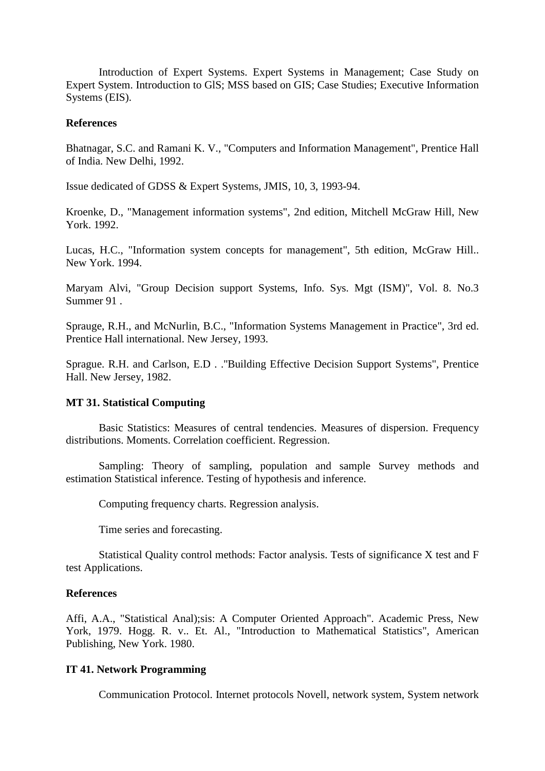Introduction of Expert Systems. Expert Systems in Management; Case Study on Expert System. Introduction to GlS; MSS based on GIS; Case Studies; Executive Information Systems (EIS).

**References**

Bhatnagar, S.C. and Ramani K. V., "Computers and Information Management", Prentice Hall of India. New Delhi, 1992.

Issue dedicated of GDSS & Expert Systems, JMIS, 10, 3, 1993-94.

Kroenke, D., "Management information systems", 2nd edition, Mitchell McGraw Hill, New York. 1992.

Lucas, H.C., "Information system concepts for management", 5th edition, McGraw Hill.. New York. 1994.

Maryam Alvi, "Group Decision support Systems, Info. Sys. Mgt (ISM)", Vol. 8. No.3 Summer 91 .

Sprauge, R.H., and McNurlin, B.C., "Information Systems Management in Practice", 3rd ed. Prentice Hall international. New Jersey, 1993.

Sprague. R.H. and Carlson, E.D . ."Building Effective Decision Support Systems", Prentice Hall. New Jersey, 1982.

**MT 31. Statistical Computing**

Basic Statistics: Measures of central tendencies. Measures of dispersion. Frequency distributions. Moments. Correlation coefficient. Regression.

Sampling: Theory of sampling, population and sample Survey methods and estimation Statistical inference. Testing of hypothesis and inference.

Computing frequency charts. Regression analysis.

Time series and forecasting.

Statistical Quality control methods: Factor analysis. Tests of significance X test and F test Applications.

**References**

Affi, A.A., "Statistical Anal);sis: A Computer Oriented Approach". Academic Press, New York, 1979. Hogg. R. v.. Et. Al., "Introduction to Mathematical Statistics", American Publishing, New York. 1980.

**IT 41. Network Programming**

Communication Protocol. Internet protocols Novell, network system, System network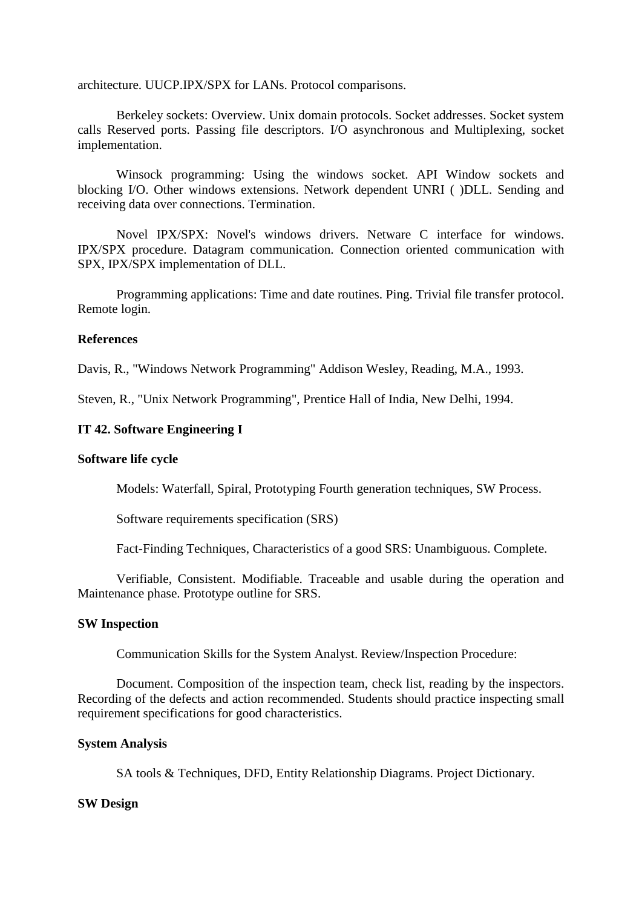architecture. UUCP.IPX/SPX for LANs. Protocol comparisons.

Berkeley sockets: Overview. Unix domain protocols. Socket addresses. Socket system calls Reserved ports. Passing file descriptors. I/O asynchronous and Multiplexing, socket implementation.

Winsock programming: Using the windows socket. API Window sockets and blocking I/O. Other windows extensions. Network dependent UNRI ( )DLL. Sending and receiving data over connections. Termination.

Novel IPX/SPX: Novel's windows drivers. Netware C interface for windows. IPX/SPX procedure. Datagram communication. Connection oriented communication with SPX, IPX/SPX implementation of DLL.

Programming applications: Time and date routines. Ping. Trivial file transfer protocol. Remote login.

**References**

Davis, R., "Windows Network Programming" Addison Wesley, Reading, M.A., 1993.

Steven, R., "Unix Network Programming", Prentice Hall of India, New Delhi, 1994.

**IT 42. Software Engineering I**

**Software life cycle**

Models: Waterfall, Spiral, Prototyping Fourth generation techniques, SW Process.

Software requirements specification (SRS)

Fact-Finding Techniques, Characteristics of a good SRS: Unambiguous. Complete.

Verifiable, Consistent. Modifiable. Traceable and usable during the operation and Maintenance phase. Prototype outline for SRS.

**SW Inspection**

Communication Skills for the System Analyst. Review/Inspection Procedure:

Document. Composition of the inspection team, check list, reading by the inspectors. Recording of the defects and action recommended. Students should practice inspecting small requirement specifications for good characteristics.

**System Analysis**

SA tools & Techniques, DFD, Entity Relationship Diagrams. Project Dictionary.

**SW Design**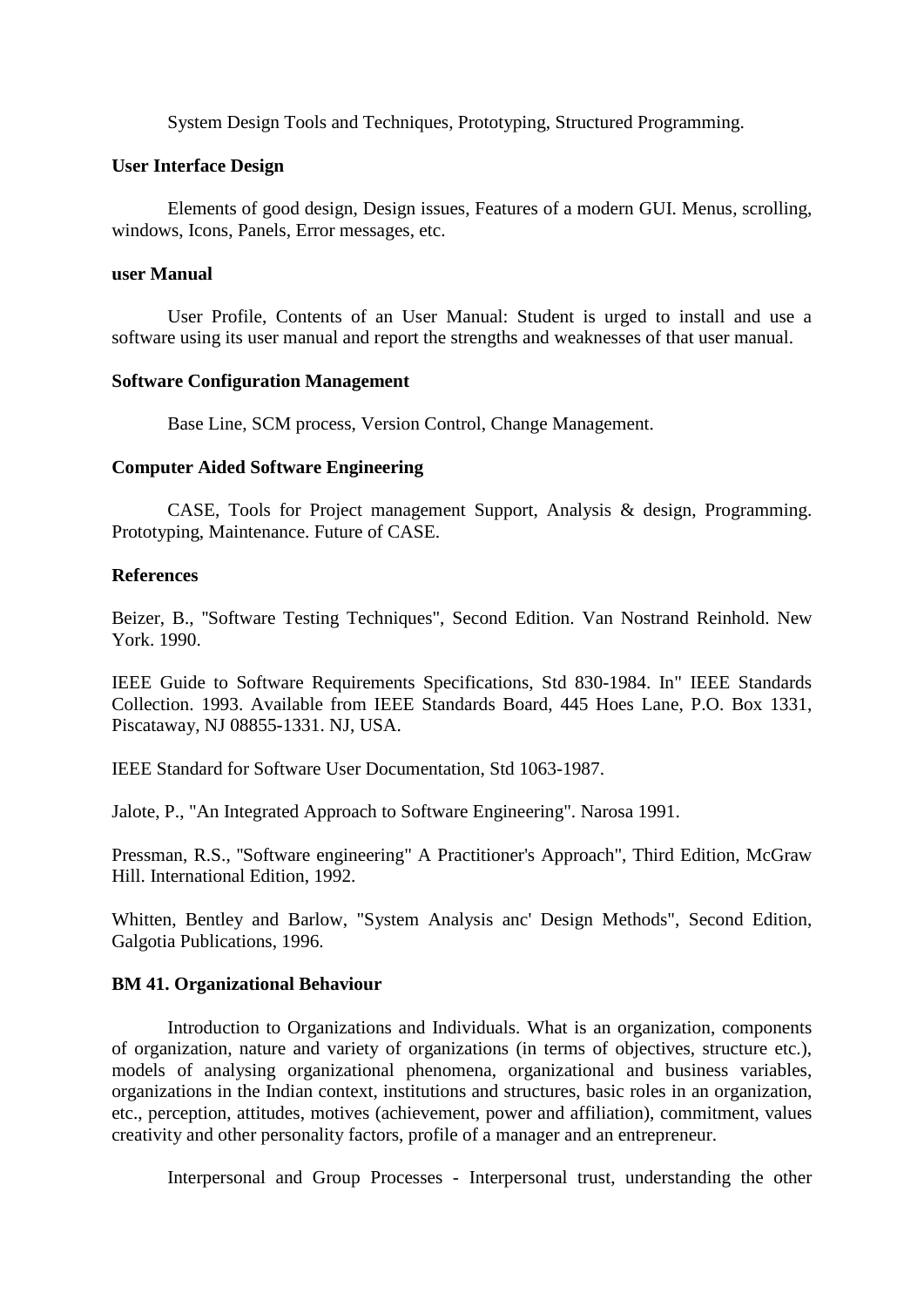System Design Tools and Techniques, Prototyping, Structured Programming.

**User Interface Design**

Elements of good design, Design issues, Features of a modern GUI. Menus, scrolling, windows, Icons, Panels, Error messages, etc.

**user Manual**

User Profile, Contents of an User Manual: Student is urged to install and use a software using its user manual and report the strengths and weaknesses of that user manual.

**Software Configuration Management**

Base Line, SCM process, Version Control, Change Management.

**Computer Aided Software Engineering**

CASE, Tools for Project management Support, Analysis & design, Programming. Prototyping, Maintenance. Future of CASE.

**References**

Beizer, B., "Software Testing Techniques", Second Edition. Van Nostrand Reinhold. New York. 1990.

IEEE Guide to Software Requirements Specifications, Std 830-1984. In" IEEE Standards Collection. 1993. Available from IEEE Standards Board, 445 Hoes Lane, P.O. Box 1331, Piscataway, NJ 08855-1331. NJ, USA.

IEEE Standard for Software User Documentation, Std 1063-1987.

Jalote, P., "An Integrated Approach to Software Engineering". Narosa 1991.

Pressman, R.S., "Software engineering" A Practitioner's Approach", Third Edition, McGraw Hill. International Edition, 1992.

Whitten, Bentley and Barlow, "System Analysis anc' Design Methods", Second Edition, Galgotia Publications, 1996.

**BM 41. Organizational Behaviour**

Introduction to Organizations and Individuals. What is an organization, components of organization, nature and variety of organizations (in terms of objectives, structure etc.), models of analysing organizational phenomena, organizational and business variables, organizations in the Indian context, institutions and structures, basic roles in an organization, etc., perception, attitudes, motives (achievement, power and affiliation), commitment, values creativity and other personality factors, profile of a manager and an entrepreneur.

Interpersonal and Group Processes - Interpersonal trust, understanding the other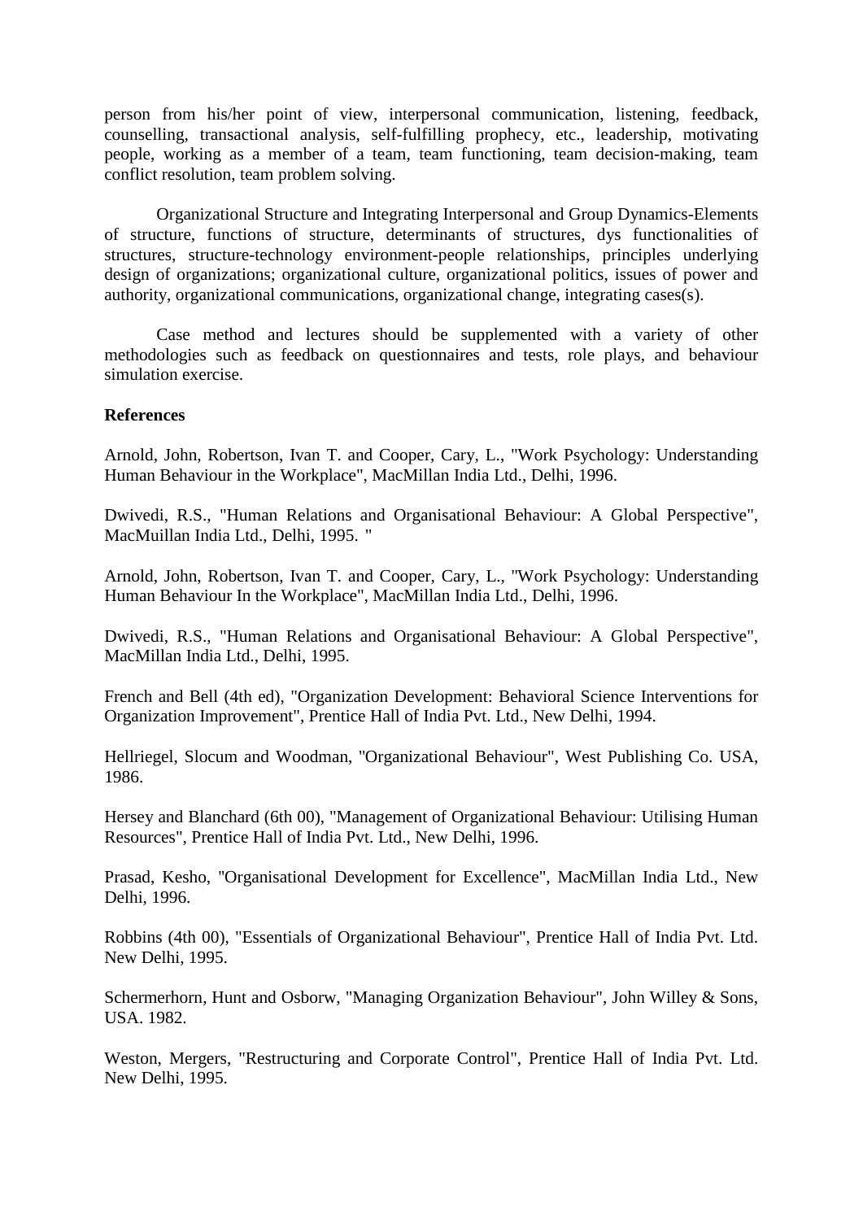person from his/her point of view, interpersonal communication, listening, feedback, counselling, transactional analysis, self-fulfilling prophecy, etc., leadership, motivating people, working as a member of a team, team functioning, team decision-making, team conflict resolution, team problem solving.

Organizational Structure and Integrating Interpersonal and Group Dynamics-Elements of structure, functions of structure, determinants of structures, dys functionalities of structures, structure-technology environment-people relationships, principles underlying design of organizations; organizational culture, organizational politics, issues of power and authority, organizational communications, organizational change, integrating cases(s).

Case method and lectures should be supplemented with a variety of other methodologies such as feedback on questionnaires and tests, role plays, and behaviour simulation exercise.

**References**

Arnold, John, Robertson, Ivan T. and Cooper, Cary, L., "Work Psychology: Understanding Human Behaviour in the Workplace", MacMillan India Ltd., Delhi, 1996.

Dwivedi, R.S., "Human Relations and Organisational Behaviour: A Global Perspective", MacMuillan India Ltd., Delhi, 1995. "

Arnold, John, Robertson, Ivan T. and Cooper, Cary, L., "Work Psychology: Understanding Human Behaviour In the Workplace", MacMillan India Ltd., Delhi, 1996.

Dwivedi, R.S., "Human Relations and Organisational Behaviour: A Global Perspective", MacMillan India Ltd., Delhi, 1995.

French and Bell (4th ed), "Organization Development: Behavioral Science Interventions for Organization Improvement", Prentice Hall of India Pvt. Ltd., New Delhi, 1994.

Hellriegel, Slocum and Woodman, "Organizational Behaviour", West Publishing Co. USA, 1986.

Hersey and Blanchard (6th 00), "Management of Organizational Behaviour: Utilising Human Resources", Prentice Hall of India Pvt. Ltd., New Delhi, 1996.

Prasad, Kesho, "Organisational Development for Excellence", MacMillan India Ltd., New Delhi, 1996.

Robbins (4th 00), "Essentials of Organizational Behaviour", Prentice Hall of India Pvt. Ltd. New Delhi, 1995.

Schermerhorn, Hunt and Osborw, "Managing Organization Behaviour", John Willey & Sons, USA. 1982.

Weston, Mergers, "Restructuring and Corporate Control", Prentice Hall of India Pvt. Ltd. New Delhi, 1995.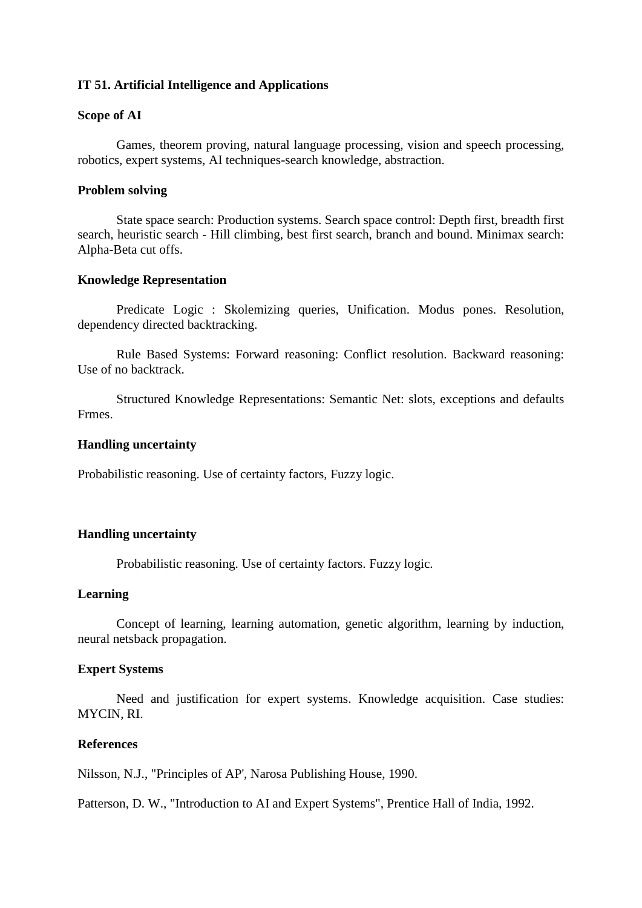**IT 51. Artificial Intelligence and Applications**

**Scope of AI**

Games, theorem proving, natural language processing, vision and speech processing, robotics, expert systems, AI techniques-search knowledge, abstraction.

**Problem solving**

State space search: Production systems. Search space control: Depth first, breadth first search, heuristic search - Hill climbing, best first search, branch and bound. Minimax search: Alpha-Beta cut offs.

**Knowledge Representation**

Predicate Logic : Skolemizing queries, Unification. Modus pones. Resolution, dependency directed backtracking.

Rule Based Systems: Forward reasoning: Conflict resolution. Backward reasoning: Use of no backtrack.

Structured Knowledge Representations: Semantic Net: slots, exceptions and defaults Frmes.

**Handling uncertainty**

Probabilistic reasoning. Use of certainty factors, Fuzzy logic.

**Handling uncertainty**

Probabilistic reasoning. Use of certainty factors. Fuzzy logic.

**Learning**

Concept of learning, learning automation, genetic algorithm, learning by induction, neural netsback propagation.

**Expert Systems**

Need and justification for expert systems. Knowledge acquisition. Case studies: MYCIN, RI.

**References**

Nilsson, N.J., "Principles of AP', Narosa Publishing House, 1990.

Patterson, D. W., "Introduction to AI and Expert Systems", Prentice Hall of India, 1992.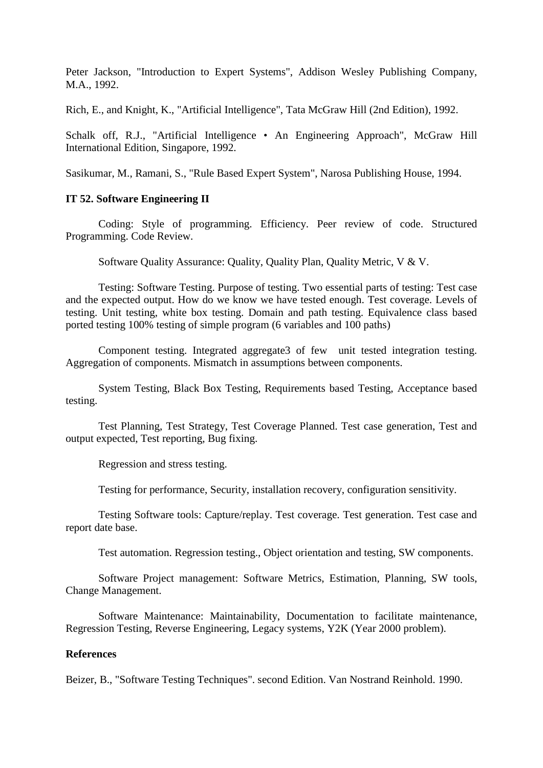Peter Jackson, "Introduction to Expert Systems", Addison Wesley Publishing Company, M.A., 1992.

Rich, E., and Knight, K., "Artificial Intelligence", Tata McGraw Hill (2nd Edition), 1992.

Schalk off, R.J., "Artificial Intelligence • An Engineering Approach", McGraw Hill International Edition, Singapore, 1992.

Sasikumar, M., Ramani, S., "Rule Based Expert System", Narosa Publishing House, 1994.

**IT 52. Software Engineering II**

Coding: Style of programming. Efficiency. Peer review of code. Structured Programming. Code Review.

Software Quality Assurance: Quality, Quality Plan, Quality Metric, V & V.

Testing: Software Testing. Purpose of testing. Two essential parts of testing: Test case and the expected output. How do we know we have tested enough. Test coverage. Levels of testing. Unit testing, white box testing. Domain and path testing. Equivalence class based ported testing 100% testing of simple program (6 variables and 100 paths)

Component testing. Integrated aggregate3 of few unit tested integration testing. Aggregation of components. Mismatch in assumptions between components.

System Testing, Black Box Testing, Requirements based Testing, Acceptance based testing.

Test Planning, Test Strategy, Test Coverage Planned. Test case generation, Test and output expected, Test reporting, Bug fixing.

Regression and stress testing.

Testing for performance, Security, installation recovery, configuration sensitivity.

Testing Software tools: Capture/replay. Test coverage. Test generation. Test case and report date base.

Test automation. Regression testing., Object orientation and testing, SW components.

Software Project management: Software Metrics, Estimation, Planning, SW tools, Change Management.

Software Maintenance: Maintainability, Documentation to facilitate maintenance, Regression Testing, Reverse Engineering, Legacy systems, Y2K (Year 2000 problem).

**References**

Beizer, B., "Software Testing Techniques". second Edition. Van Nostrand Reinhold. 1990.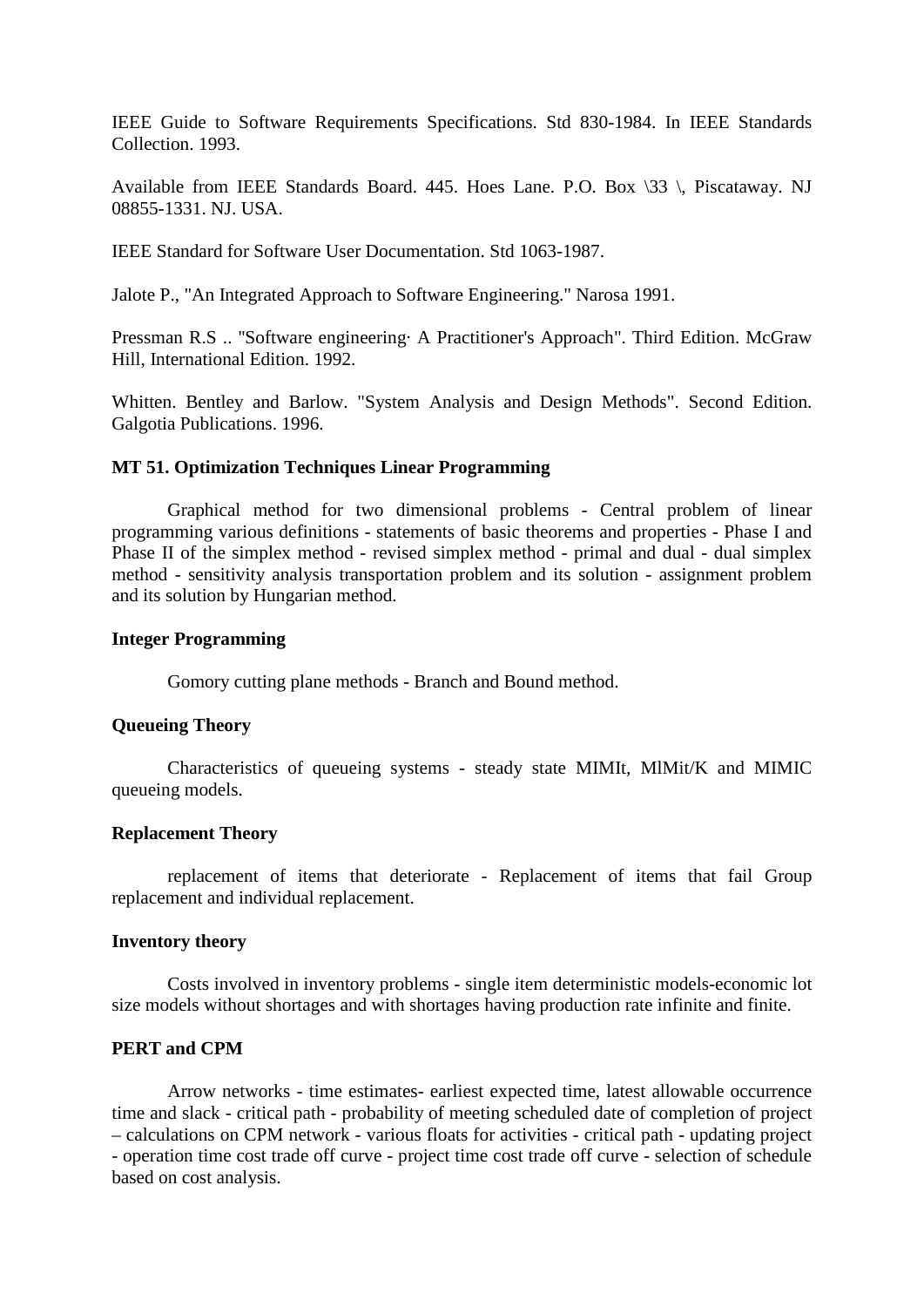IEEE Guide to Software Requirements Specifications. Std 830-1984. In IEEE Standards Collection. 1993.

Available from IEEE Standards Board. 445. Hoes Lane. P.O. Box \33 \, Piscataway. NJ 08855-1331. NJ. USA.

IEEE Standard for Software User Documentation. Std 1063-1987.

Jalote P., "An Integrated Approach to Software Engineering." Narosa 1991.

Pressman R.S .. "Software engineering· A Practitioner's Approach". Third Edition. McGraw Hill, International Edition. 1992.

Whitten. Bentley and Barlow. "System Analysis and Design Methods". Second Edition. Galgotia Publications. 1996.

**MT 51. Optimization Techniques Linear Programming**

Graphical method for two dimensional problems - Central problem of linear programming various definitions - statements of basic theorems and properties - Phase I and Phase II of the simplex method - revised simplex method - primal and dual - dual simplex method - sensitivity analysis transportation problem and its solution - assignment problem and its solution by Hungarian method.

**Integer Programming**

Gomory cutting plane methods - Branch and Bound method.

**Queueing Theory**

Characteristics of queueing systems - steady state MIMIt, MlMit/K and MIMIC queueing models.

**Replacement Theory**

replacement of items that deteriorate - Replacement of items that fail Group replacement and individual replacement.

**Inventory theory**

Costs involved in inventory problems - single item deterministic models-economic lot size models without shortages and with shortages having production rate infinite and finite.

**PERT and CPM**

Arrow networks - time estimates- earliest expected time, latest allowable occurrence time and slack - critical path - probability of meeting scheduled date of completion of project – calculations on CPM network - various floats for activities - critical path - updating project - operation time cost trade off curve - project time cost trade off curve - selection of schedule based on cost analysis.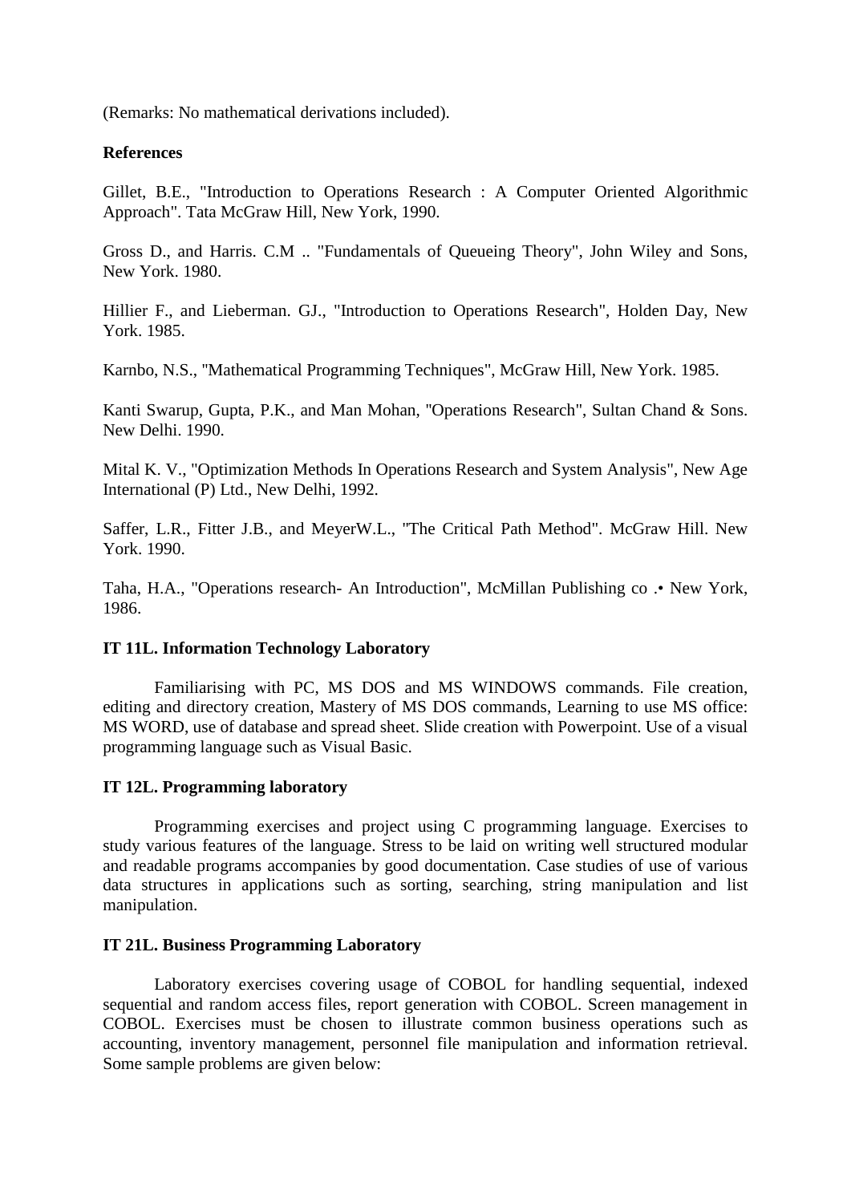(Remarks: No mathematical derivations included).

**References**

Gillet, B.E., "Introduction to Operations Research : A Computer Oriented Algorithmic Approach". Tata McGraw Hill, New York, 1990.

Gross D., and Harris. C.M .. "Fundamentals of Queueing Theory", John Wiley and Sons, New York. 1980.

Hillier F., and Lieberman. GJ., "Introduction to Operations Research", Holden Day, New York. 1985.

Karnbo, N.S., "Mathematical Programming Techniques", McGraw Hill, New York. 1985.

Kanti Swarup, Gupta, P.K., and Man Mohan, "Operations Research", Sultan Chand & Sons. New Delhi. 1990.

Mital K. V., "Optimization Methods In Operations Research and System Analysis", New Age International (P) Ltd., New Delhi, 1992.

Saffer, L.R., Fitter J.B., and MeyerW.L., "The Critical Path Method". McGraw Hill. New York. 1990.

Taha, H.A., "Operations research- An Introduction", McMillan Publishing co .• New York, 1986.

**IT 11L. Information Technology Laboratory**

Familiarising with PC, MS DOS and MS WINDOWS commands. File creation, editing and directory creation, Mastery of MS DOS commands, Learning to use MS office: MS WORD, use of database and spread sheet. Slide creation with Powerpoint. Use of a visual programming language such as Visual Basic.

**IT 12L. Programming laboratory**

Programming exercises and project using C programming language. Exercises to study various features of the language. Stress to be laid on writing well structured modular and readable programs accompanies by good documentation. Case studies of use of various data structures in applications such as sorting, searching, string manipulation and list manipulation.

**IT 21L. Business Programming Laboratory**

Laboratory exercises covering usage of COBOL for handling sequential, indexed sequential and random access files, report generation with COBOL. Screen management in COBOL. Exercises must be chosen to illustrate common business operations such as accounting, inventory management, personnel file manipulation and information retrieval. Some sample problems are given below: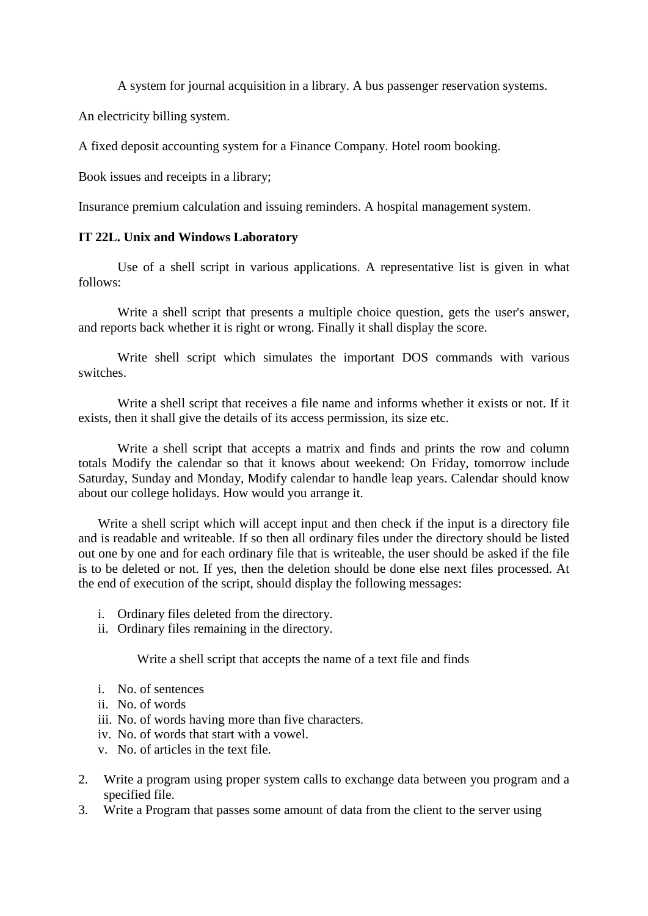A system for journal acquisition in a library. A bus passenger reservation systems.

An electricity billing system.

A fixed deposit accounting system for a Finance Company. Hotel room booking.

Book issues and receipts in a library;

Insurance premium calculation and issuing reminders. A hospital management system.

**IT 22L. Unix and Windows Laboratory**

Use of a shell script in various applications. A representative list is given in what follows:

Write a shell script that presents a multiple choice question, gets the user's answer, and reports back whether it is right or wrong. Finally it shall display the score.

Write shell script which simulates the important DOS commands with various switches.

Write a shell script that receives a file name and informs whether it exists or not. If it exists, then it shall give the details of its access permission, its size etc.

Write a shell script that accepts a matrix and finds and prints the row and column totals Modify the calendar so that it knows about weekend: On Friday, tomorrow include Saturday, Sunday and Monday, Modify calendar to handle leap years. Calendar should know about our college holidays. How would you arrange it.

Write a shell script which will accept input and then check if the input is a directory file and is readable and writeable. If so then all ordinary files under the directory should be listed out one by one and for each ordinary file that is writeable, the user should be asked if the file is to be deleted or not. If yes, then the deletion should be done else next files processed. At the end of execution of the script, should display the following messages:

i. Ordinary files deleted from the directory.
ii. Ordinary files remaining in the directory.

Write a shell script that accepts the name of a text file and finds

i. No. of sentences
ii. No. of words
iii. No. of words having more than five characters.
iv. No. of words that start with a vowel.
v. No. of articles in the text file.

2. Write a program using proper system calls to exchange data between you program and a specified file.
3. Write a Program that passes some amount of data from the client to the server using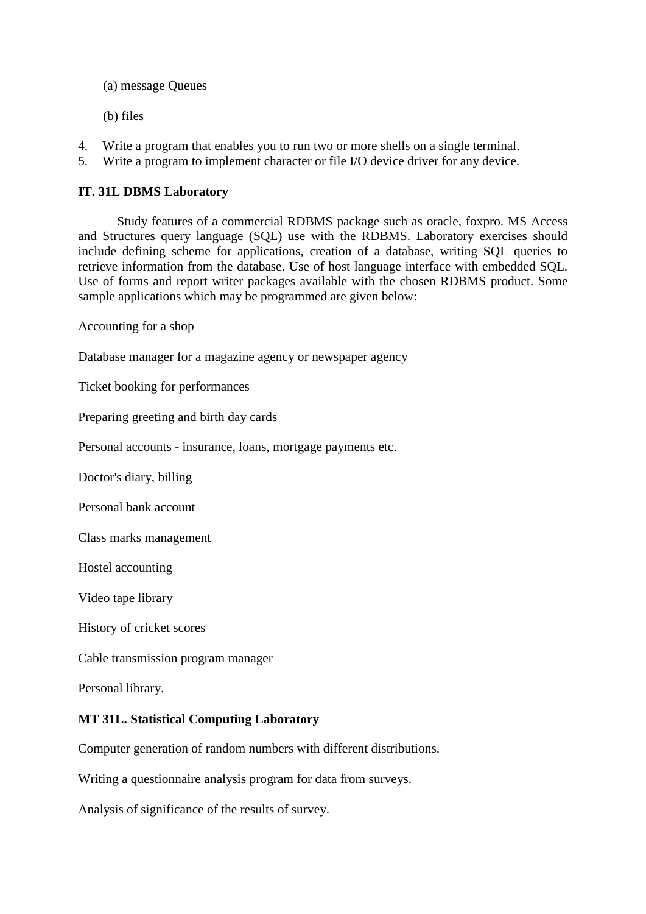(a) message Queues

(b) files

4. Write a program that enables you to run two or more shells on a single terminal.
5. Write a program to implement character or file I/O device driver for any device.

**IT. 31L DBMS Laboratory**

Study features of a commercial RDBMS package such as oracle, foxpro. MS Access and Structures query language (SQL) use with the RDBMS. Laboratory exercises should include defining scheme for applications, creation of a database, writing SQL queries to retrieve information from the database. Use of host language interface with embedded SQL. Use of forms and report writer packages available with the chosen RDBMS product. Some sample applications which may be programmed are given below:

Accounting for a shop

Database manager for a magazine agency or newspaper agency

Ticket booking for performances

Preparing greeting and birth day cards

Personal accounts - insurance, loans, mortgage payments etc.

Doctor's diary, billing

Personal bank account

Class marks management

Hostel accounting

Video tape library

History of cricket scores

Cable transmission program manager

Personal library.

**MT 31L. Statistical Computing Laboratory**

Computer generation of random numbers with different distributions.

Writing a questionnaire analysis program for data from surveys.

Analysis of significance of the results of survey.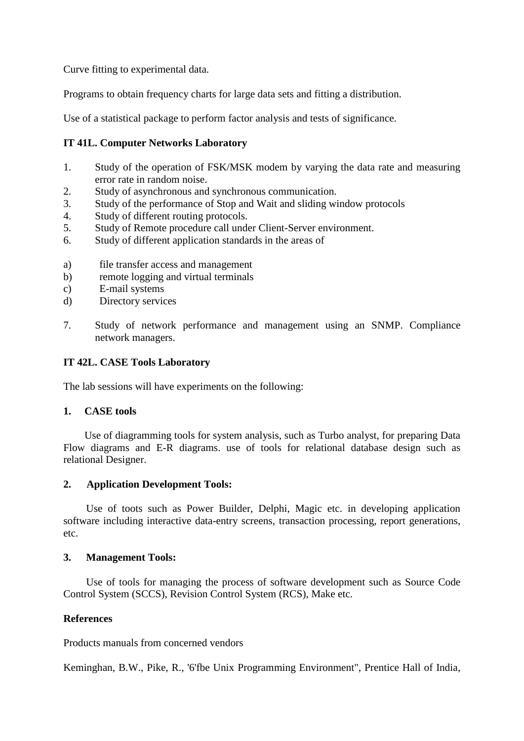Curve fitting to experimental data.

Programs to obtain frequency charts for large data sets and fitting a distribution.

Use of a statistical package to perform factor analysis and tests of significance.

**IT 41L. Computer Networks Laboratory**

1. Study of the operation of FSK/MSK modem by varying the data rate and measuring error rate in random noise.
2. Study of asynchronous and synchronous communication.
3. Study of the performance of Stop and Wait and sliding window protocols
4. Study of different routing protocols.
5. Study of Remote procedure call under Client-Server environment.
6. Study of different application standards in the areas of

a) file transfer access and management
b) remote logging and virtual terminals
c) E-mail systems
d) Directory services

7. Study of network performance and management using an SNMP. Compliance network managers.

**IT 42L. CASE Tools Laboratory**

The lab sessions will have experiments on the following:

**1. CASE tools**

Use of diagramming tools for system analysis, such as Turbo analyst, for preparing Data Flow diagrams and E-R diagrams. use of tools for relational database design such as relational Designer.

**2. Application Development Tools:**

Use of toots such as Power Builder, Delphi, Magic etc. in developing application software including interactive data-entry screens, transaction processing, report generations, etc.

**3. Management Tools:**

Use of tools for managing the process of software development such as Source Code Control System (SCCS), Revision Control System (RCS), Make etc.

**References**

Products manuals from concerned vendors

Keminghan, B.W., Pike, R., '6'fbe Unix Programming Environment", Prentice Hall of India,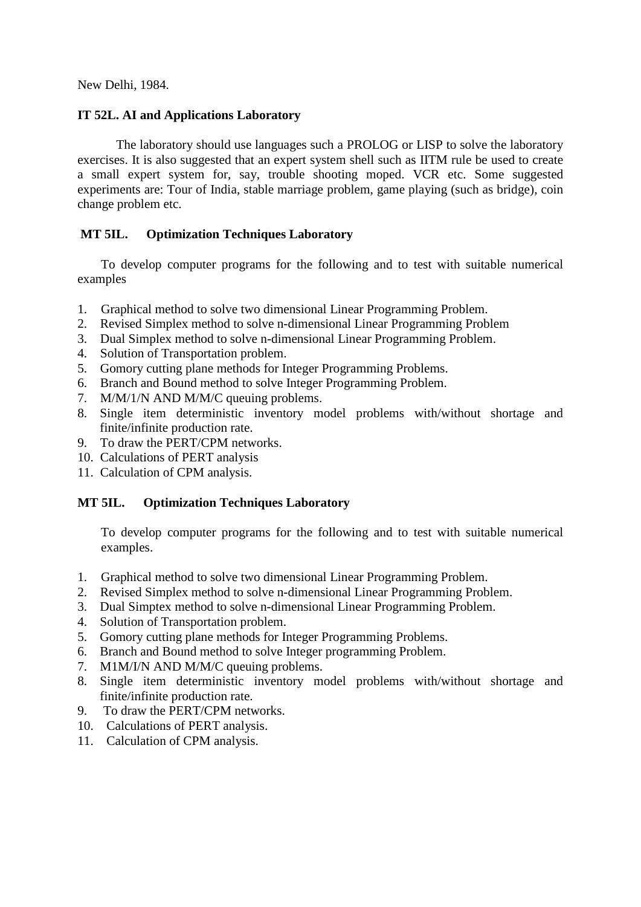New Delhi, 1984.

**IT 52L. AI and Applications Laboratory**

The laboratory should use languages such a PROLOG or LISP to solve the laboratory exercises. It is also suggested that an expert system shell such as IITM rule be used to create a small expert system for, say, trouble shooting moped. VCR etc. Some suggested experiments are: Tour of India, stable marriage problem, game playing (such as bridge), coin change problem etc.

**MT 5IL. Optimization Techniques Laboratory**

To develop computer programs for the following and to test with suitable numerical examples

1. Graphical method to solve two dimensional Linear Programming Problem.
2. Revised Simplex method to solve n-dimensional Linear Programming Problem
3. Dual Simplex method to solve n-dimensional Linear Programming Problem.
4. Solution of Transportation problem.
5. Gomory cutting plane methods for Integer Programming Problems.
6. Branch and Bound method to solve Integer Programming Problem.
7. M/M/1/N AND M/M/C queuing problems.
8. Single item deterministic inventory model problems with/without shortage and finite/infinite production rate.
9. To draw the PERT/CPM networks.
10. Calculations of PERT analysis
11. Calculation of CPM analysis.

**MT 5IL. Optimization Techniques Laboratory**

To develop computer programs for the following and to test with suitable numerical examples.

1. Graphical method to solve two dimensional Linear Programming Problem.
2. Revised Simplex method to solve n-dimensional Linear Programming Problem.
3. Dual Simptex method to solve n-dimensional Linear Programming Problem.
4. Solution of Transportation problem.
5. Gomory cutting plane methods for Integer Programming Problems.
6. Branch and Bound method to solve Integer programming Problem.
7. M1M/I/N AND M/M/C queuing problems.
8. Single item deterministic inventory model problems with/without shortage and finite/infinite production rate.
9. To draw the PERT/CPM networks.
10. Calculations of PERT analysis.
11. Calculation of CPM analysis.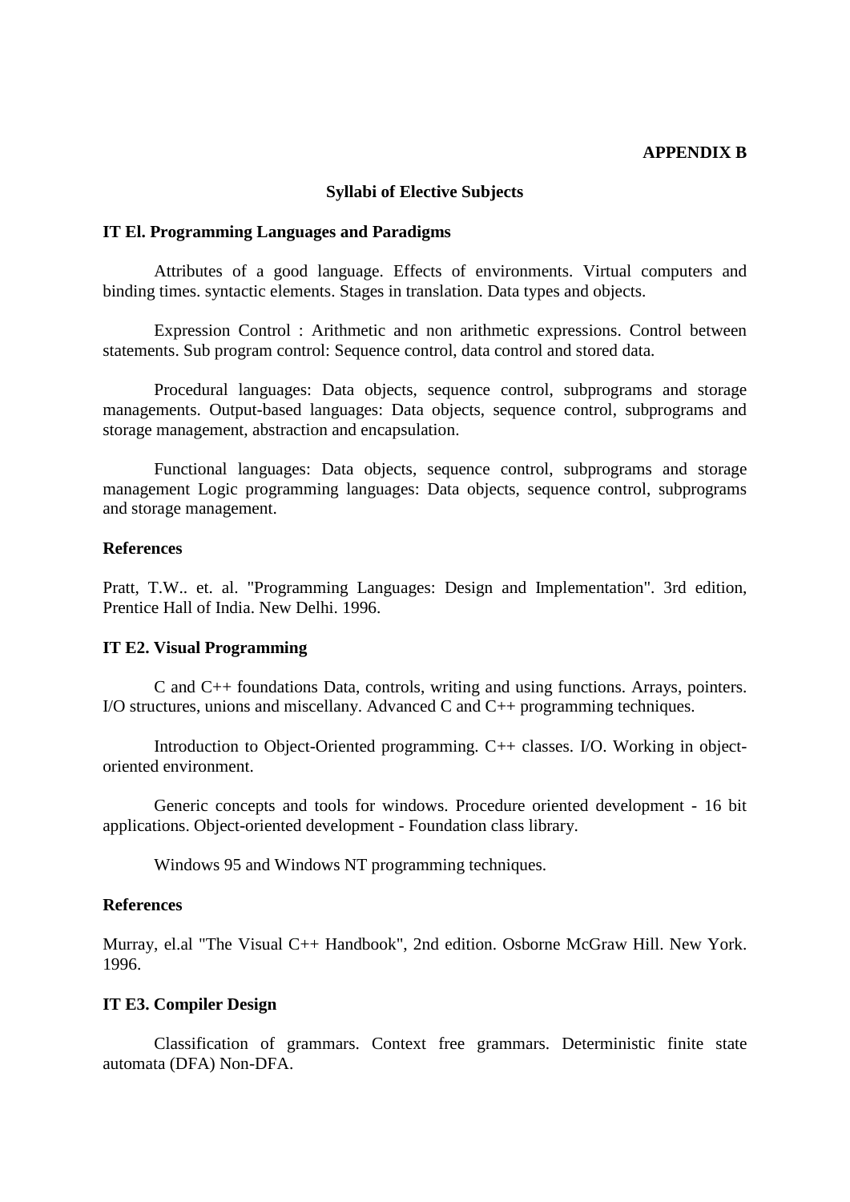**APPENDIX B**

## Syllabi of Elective Subjects

### IT El. Programming Languages and Paradigms

Attributes of a good language. Effects of environments. Virtual computers and binding times. syntactic elements. Stages in translation. Data types and objects.

Expression Control : Arithmetic and non arithmetic expressions. Control between statements. Sub program control: Sequence control, data control and stored data.

Procedural languages: Data objects, sequence control, subprograms and storage managements. Output-based languages: Data objects, sequence control, subprograms and storage management, abstraction and encapsulation.

Functional languages: Data objects, sequence control, subprograms and storage management Logic programming languages: Data objects, sequence control, subprograms and storage management.

#### References

Pratt, T.W.. et. al. "Programming Languages: Design and Implementation". 3rd edition, Prentice Hall of India. New Delhi. 1996.

### IT E2. Visual Programming

C and C++ foundations Data, controls, writing and using functions. Arrays, pointers. I/O structures, unions and miscellany. Advanced C and C++ programming techniques.

Introduction to Object-Oriented programming. C++ classes. I/O. Working in object-oriented environment.

Generic concepts and tools for windows. Procedure oriented development - 16 bit applications. Object-oriented development - Foundation class library.

Windows 95 and Windows NT programming techniques.

#### References

Murray, el.al "The Visual C++ Handbook", 2nd edition. Osborne McGraw Hill. New York. 1996.

### IT E3. Compiler Design

Classification of grammars. Context free grammars. Deterministic finite state automata (DFA) Non-DFA.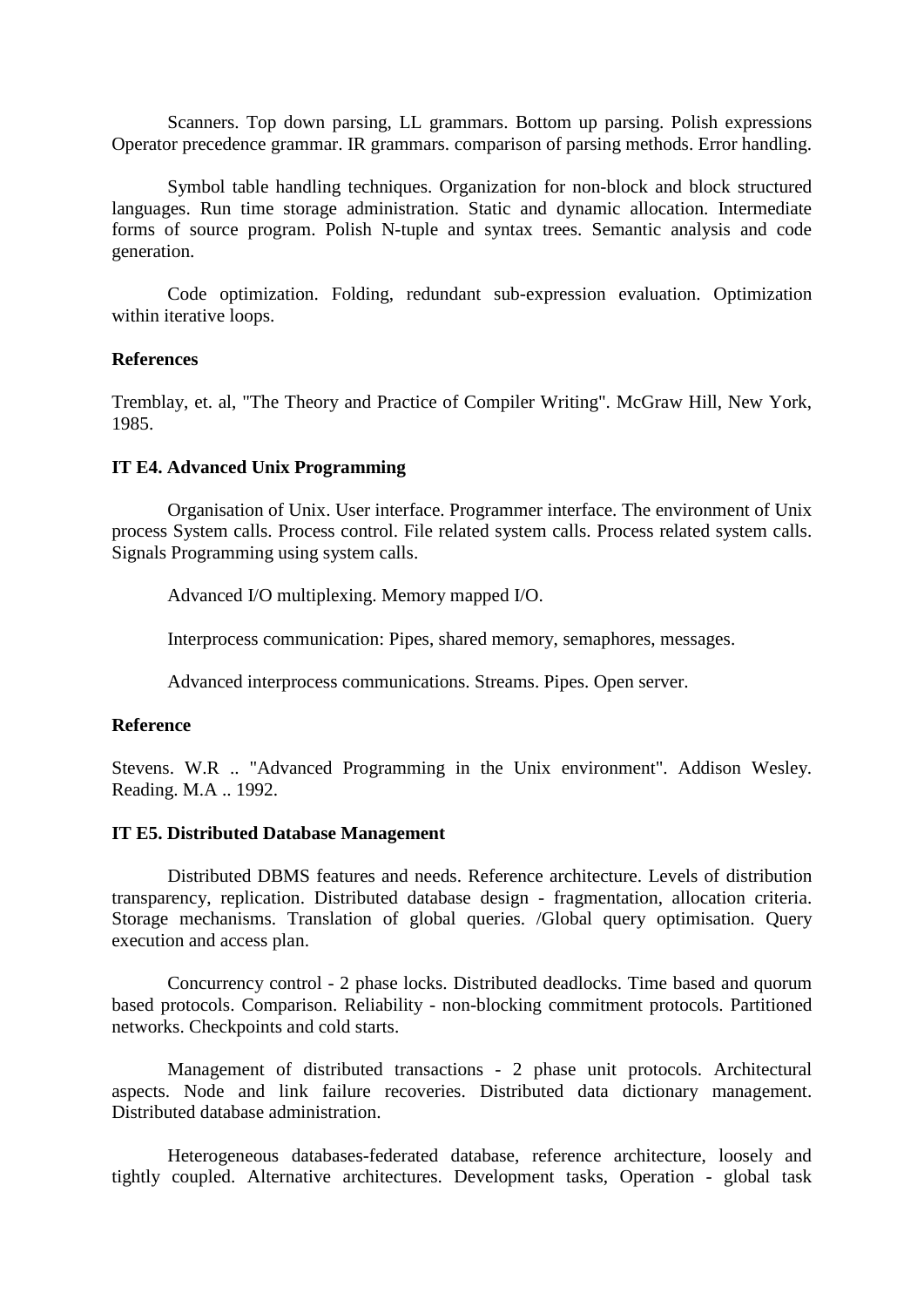Scanners. Top down parsing, LL grammars. Bottom up parsing. Polish expressions Operator precedence grammar. IR grammars. comparison of parsing methods. Error handling.

Symbol table handling techniques. Organization for non-block and block structured languages. Run time storage administration. Static and dynamic allocation. Intermediate forms of source program. Polish N-tuple and syntax trees. Semantic analysis and code generation.

Code optimization. Folding, redundant sub-expression evaluation. Optimization within iterative loops.

**References**

Tremblay, et. al, "The Theory and Practice of Compiler Writing". McGraw Hill, New York, 1985.

**IT E4. Advanced Unix Programming**

Organisation of Unix. User interface. Programmer interface. The environment of Unix process System calls. Process control. File related system calls. Process related system calls. Signals Programming using system calls.

Advanced I/O multiplexing. Memory mapped I/O.

Interprocess communication: Pipes, shared memory, semaphores, messages.

Advanced interprocess communications. Streams. Pipes. Open server.

**Reference**

Stevens. W.R .. "Advanced Programming in the Unix environment". Addison Wesley. Reading. M.A .. 1992.

**IT E5. Distributed Database Management**

Distributed DBMS features and needs. Reference architecture. Levels of distribution transparency, replication. Distributed database design - fragmentation, allocation criteria. Storage mechanisms. Translation of global queries. /Global query optimisation. Query execution and access plan.

Concurrency control - 2 phase locks. Distributed deadlocks. Time based and quorum based protocols. Comparison. Reliability - non-blocking commitment protocols. Partitioned networks. Checkpoints and cold starts.

Management of distributed transactions - 2 phase unit protocols. Architectural aspects. Node and link failure recoveries. Distributed data dictionary management. Distributed database administration.

Heterogeneous databases-federated database, reference architecture, loosely and tightly coupled. Alternative architectures. Development tasks, Operation - global task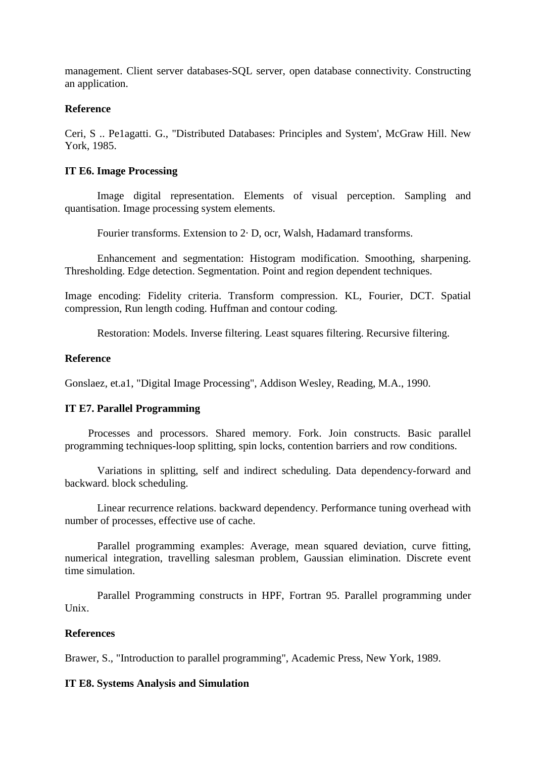management. Client server databases-SQL server, open database connectivity. Constructing an application.

**Reference**

Ceri, S .. Pe1agatti. G., "Distributed Databases: Principles and System', McGraw Hill. New York, 1985.

**IT E6. Image Processing**

Image digital representation. Elements of visual perception. Sampling and quantisation. Image processing system elements.

Fourier transforms. Extension to 2· D, ocr, Walsh, Hadamard transforms.

Enhancement and segmentation: Histogram modification. Smoothing, sharpening. Thresholding. Edge detection. Segmentation. Point and region dependent techniques.

Image encoding: Fidelity criteria. Transform compression. KL, Fourier, DCT. Spatial compression, Run length coding. Huffman and contour coding.

Restoration: Models. Inverse filtering. Least squares filtering. Recursive filtering.

**Reference**

Gonslaez, et.a1, "Digital Image Processing", Addison Wesley, Reading, M.A., 1990.

**IT E7. Parallel Programming**

Processes and processors. Shared memory. Fork. Join constructs. Basic parallel programming techniques-loop splitting, spin locks, contention barriers and row conditions.

Variations in splitting, self and indirect scheduling. Data dependency-forward and backward. block scheduling.

Linear recurrence relations. backward dependency. Performance tuning overhead with number of processes, effective use of cache.

Parallel programming examples: Average, mean squared deviation, curve fitting, numerical integration, travelling salesman problem, Gaussian elimination. Discrete event time simulation.

Parallel Programming constructs in HPF, Fortran 95. Parallel programming under Unix.

**References**

Brawer, S., "Introduction to parallel programming", Academic Press, New York, 1989.

**IT E8. Systems Analysis and Simulation**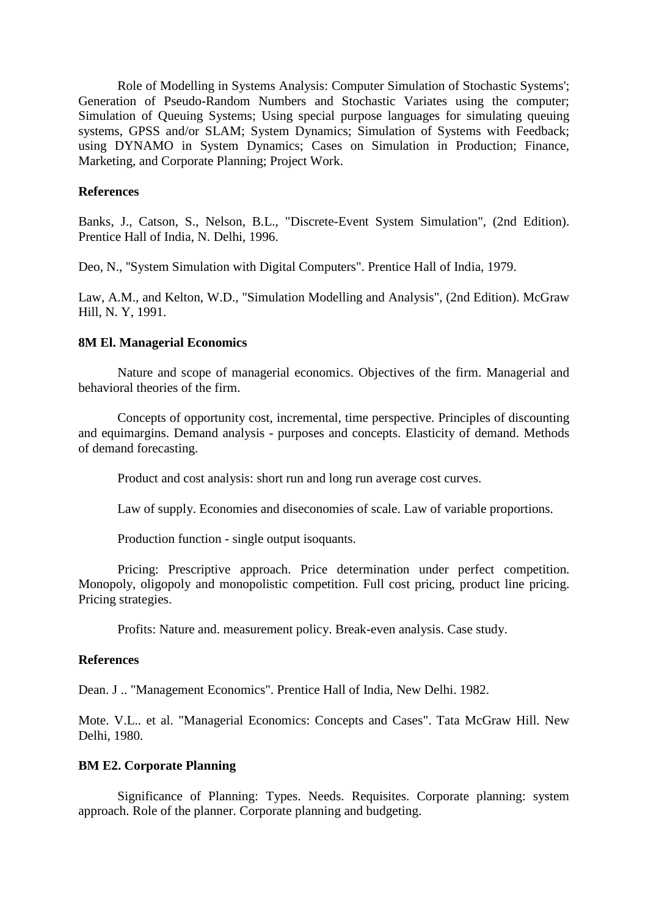Role of Modelling in Systems Analysis: Computer Simulation of Stochastic Systems'; Generation of Pseudo-Random Numbers and Stochastic Variates using the computer; Simulation of Queuing Systems; Using special purpose languages for simulating queuing systems, GPSS and/or SLAM; System Dynamics; Simulation of Systems with Feedback; using DYNAMO in System Dynamics; Cases on Simulation in Production; Finance, Marketing, and Corporate Planning; Project Work.

**References**

Banks, J., Catson, S., Nelson, B.L., "Discrete-Event System Simulation", (2nd Edition). Prentice Hall of India, N. Delhi, 1996.

Deo, N., "System Simulation with Digital Computers". Prentice Hall of India, 1979.

Law, A.M., and Kelton, W.D., "Simulation Modelling and Analysis", (2nd Edition). McGraw Hill, N. Y, 1991.

**8M El. Managerial Economics**

Nature and scope of managerial economics. Objectives of the firm. Managerial and behavioral theories of the firm.

Concepts of opportunity cost, incremental, time perspective. Principles of discounting and equimargins. Demand analysis - purposes and concepts. Elasticity of demand. Methods of demand forecasting.

Product and cost analysis: short run and long run average cost curves.

Law of supply. Economies and diseconomies of scale. Law of variable proportions.

Production function - single output isoquants.

Pricing: Prescriptive approach. Price determination under perfect competition. Monopoly, oligopoly and monopolistic competition. Full cost pricing, product line pricing. Pricing strategies.

Profits: Nature and. measurement policy. Break-even analysis. Case study.

**References**

Dean. J .. "Management Economics". Prentice Hall of India, New Delhi. 1982.

Mote. V.L.. et al. "Managerial Economics: Concepts and Cases". Tata McGraw Hill. New Delhi, 1980.

**BM E2. Corporate Planning**

Significance of Planning: Types. Needs. Requisites. Corporate planning: system approach. Role of the planner. Corporate planning and budgeting.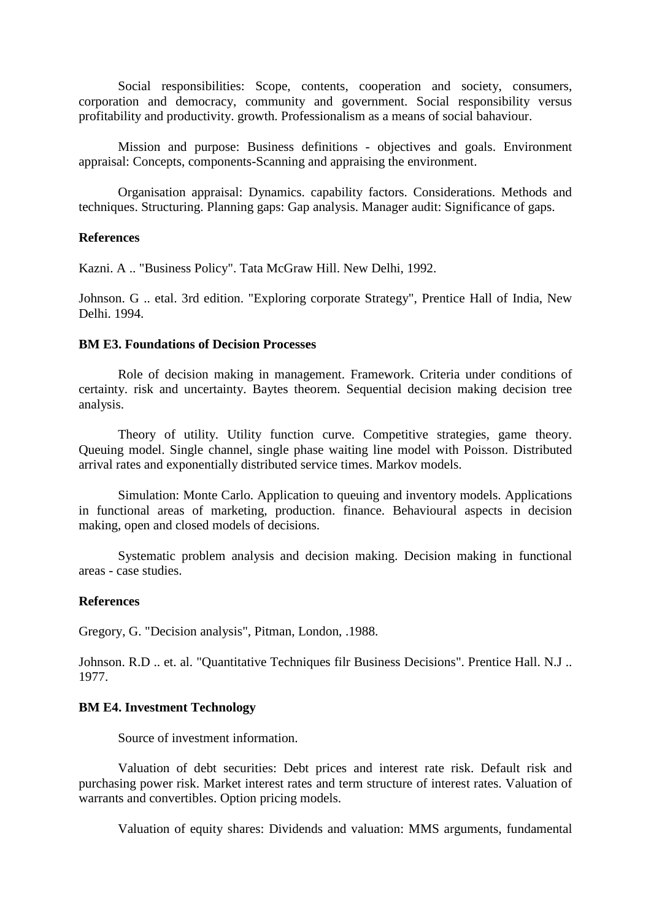Social responsibilities: Scope, contents, cooperation and society, consumers, corporation and democracy, community and government. Social responsibility versus profitability and productivity. growth. Professionalism as a means of social bahaviour.

Mission and purpose: Business definitions - objectives and goals. Environment appraisal: Concepts, components-Scanning and appraising the environment.

Organisation appraisal: Dynamics. capability factors. Considerations. Methods and techniques. Structuring. Planning gaps: Gap analysis. Manager audit: Significance of gaps.

**References**

Kazni. A .. "Business Policy". Tata McGraw Hill. New Delhi, 1992.

Johnson. G .. etal. 3rd edition. "Exploring corporate Strategy", Prentice Hall of India, New Delhi. 1994.

**BM E3. Foundations of Decision Processes**

Role of decision making in management. Framework. Criteria under conditions of certainty. risk and uncertainty. Baytes theorem. Sequential decision making decision tree analysis.

Theory of utility. Utility function curve. Competitive strategies, game theory. Queuing model. Single channel, single phase waiting line model with Poisson. Distributed arrival rates and exponentially distributed service times. Markov models.

Simulation: Monte Carlo. Application to queuing and inventory models. Applications in functional areas of marketing, production. finance. Behavioural aspects in decision making, open and closed models of decisions.

Systematic problem analysis and decision making. Decision making in functional areas - case studies.

**References**

Gregory, G. "Decision analysis", Pitman, London, .1988.

Johnson. R.D .. et. al. "Quantitative Techniques filr Business Decisions". Prentice Hall. N.J .. 1977.

**BM E4. Investment Technology**

Source of investment information.

Valuation of debt securities: Debt prices and interest rate risk. Default risk and purchasing power risk. Market interest rates and term structure of interest rates. Valuation of warrants and convertibles. Option pricing models.

Valuation of equity shares: Dividends and valuation: MMS arguments, fundamental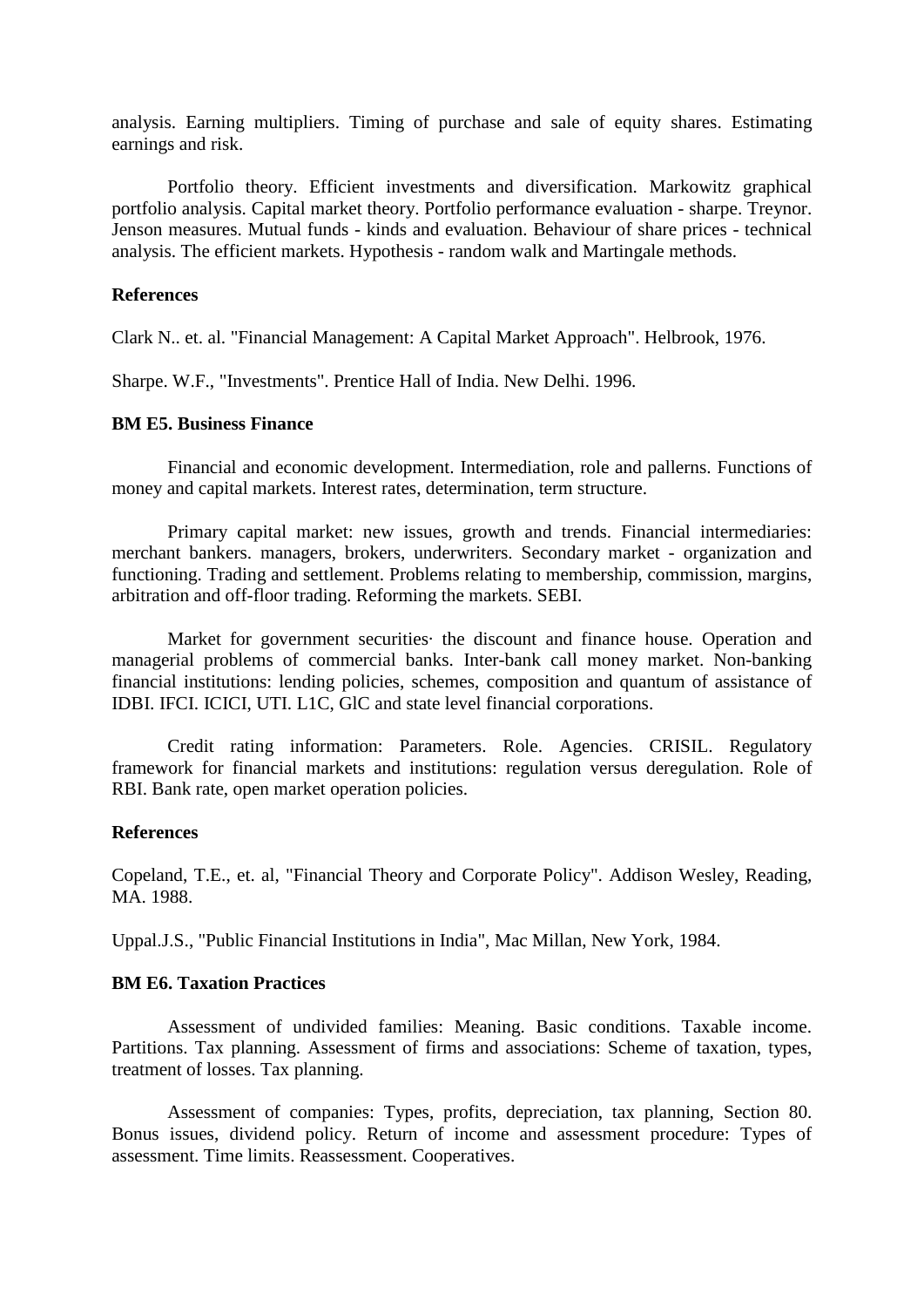analysis. Earning multipliers. Timing of purchase and sale of equity shares. Estimating earnings and risk.

Portfolio theory. Efficient investments and diversification. Markowitz graphical portfolio analysis. Capital market theory. Portfolio performance evaluation - sharpe. Treynor. Jenson measures. Mutual funds - kinds and evaluation. Behaviour of share prices - technical analysis. The efficient markets. Hypothesis - random walk and Martingale methods.

**References**

Clark N.. et. al. "Financial Management: A Capital Market Approach". Helbrook, 1976.

Sharpe. W.F., "Investments". Prentice Hall of India. New Delhi. 1996.

**BM E5. Business Finance**

Financial and economic development. Intermediation, role and pallerns. Functions of money and capital markets. Interest rates, determination, term structure.

Primary capital market: new issues, growth and trends. Financial intermediaries: merchant bankers. managers, brokers, underwriters. Secondary market - organization and functioning. Trading and settlement. Problems relating to membership, commission, margins, arbitration and off-floor trading. Reforming the markets. SEBI.

Market for government securities· the discount and finance house. Operation and managerial problems of commercial banks. Inter-bank call money market. Non-banking financial institutions: lending policies, schemes, composition and quantum of assistance of IDBI. IFCI. ICICI, UTI. L1C, GlC and state level financial corporations.

Credit rating information: Parameters. Role. Agencies. CRISIL. Regulatory framework for financial markets and institutions: regulation versus deregulation. Role of RBI. Bank rate, open market operation policies.

**References**

Copeland, T.E., et. al, "Financial Theory and Corporate Policy". Addison Wesley, Reading, MA. 1988.

Uppal.J.S., "Public Financial Institutions in India", Mac Millan, New York, 1984.

**BM E6. Taxation Practices**

Assessment of undivided families: Meaning. Basic conditions. Taxable income. Partitions. Tax planning. Assessment of firms and associations: Scheme of taxation, types, treatment of losses. Tax planning.

Assessment of companies: Types, profits, depreciation, tax planning, Section 80. Bonus issues, dividend policy. Return of income and assessment procedure: Types of assessment. Time limits. Reassessment. Cooperatives.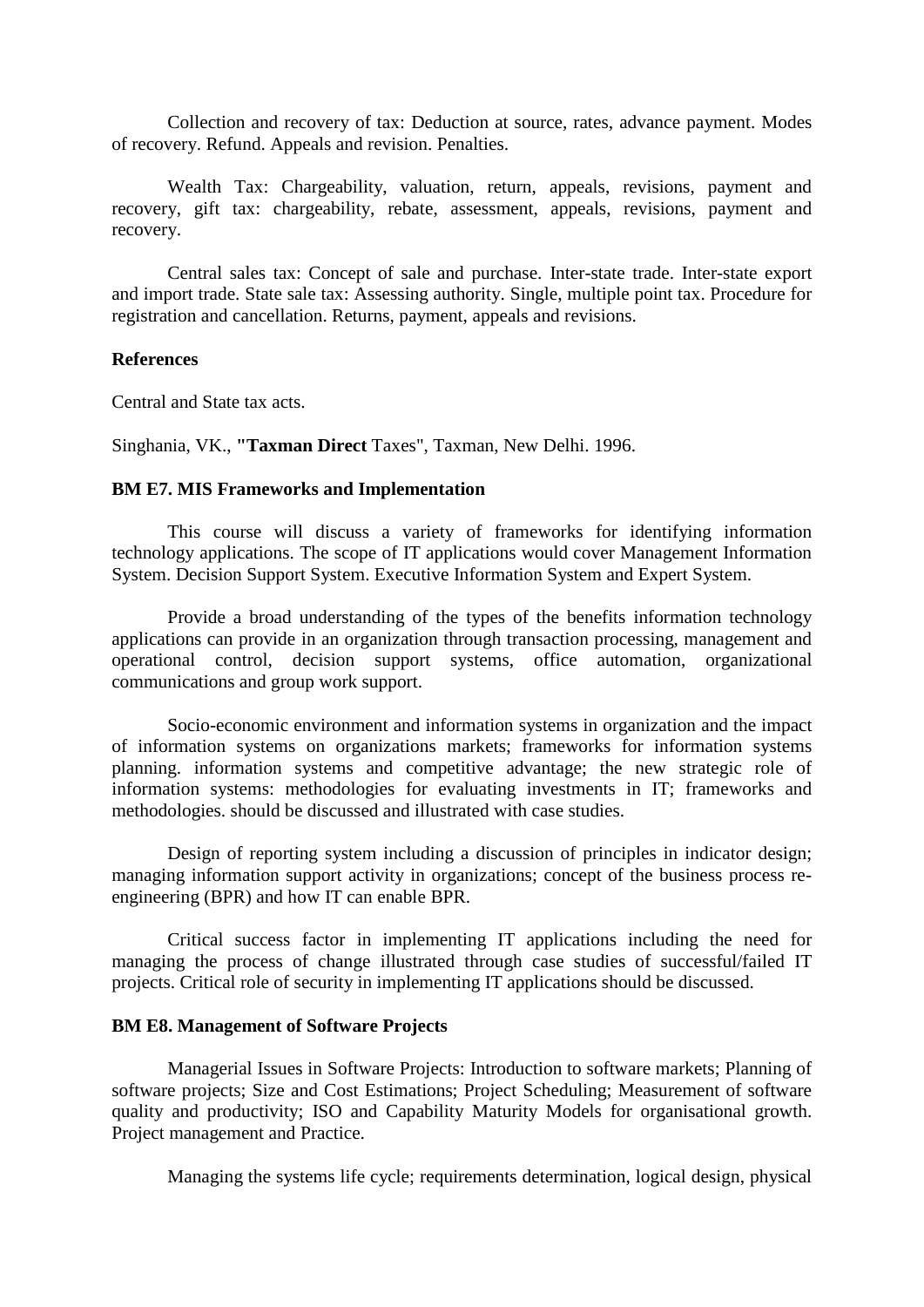Collection and recovery of tax: Deduction at source, rates, advance payment. Modes of recovery. Refund. Appeals and revision. Penalties.

Wealth Tax: Chargeability, valuation, return, appeals, revisions, payment and recovery, gift tax: chargeability, rebate, assessment, appeals, revisions, payment and recovery.

Central sales tax: Concept of sale and purchase. Inter-state trade. Inter-state export and import trade. State sale tax: Assessing authority. Single, multiple point tax. Procedure for registration and cancellation. Returns, payment, appeals and revisions.

**References**

Central and State tax acts.

Singhania, VK., **"Taxman Direct** Taxes", Taxman, New Delhi. 1996.

**BM E7. MIS Frameworks and Implementation**

This course will discuss a variety of frameworks for identifying information technology applications. The scope of IT applications would cover Management Information System. Decision Support System. Executive Information System and Expert System.

Provide a broad understanding of the types of the benefits information technology applications can provide in an organization through transaction processing, management and operational control, decision support systems, office automation, organizational communications and group work support.

Socio-economic environment and information systems in organization and the impact of information systems on organizations markets; frameworks for information systems planning. information systems and competitive advantage; the new strategic role of information systems: methodologies for evaluating investments in IT; frameworks and methodologies. should be discussed and illustrated with case studies.

Design of reporting system including a discussion of principles in indicator design; managing information support activity in organizations; concept of the business process re-engineering (BPR) and how IT can enable BPR.

Critical success factor in implementing IT applications including the need for managing the process of change illustrated through case studies of successful/failed IT projects. Critical role of security in implementing IT applications should be discussed.

**BM E8. Management of Software Projects**

Managerial Issues in Software Projects: Introduction to software markets; Planning of software projects; Size and Cost Estimations; Project Scheduling; Measurement of software quality and productivity; ISO and Capability Maturity Models for organisational growth. Project management and Practice.

Managing the systems life cycle; requirements determination, logical design, physical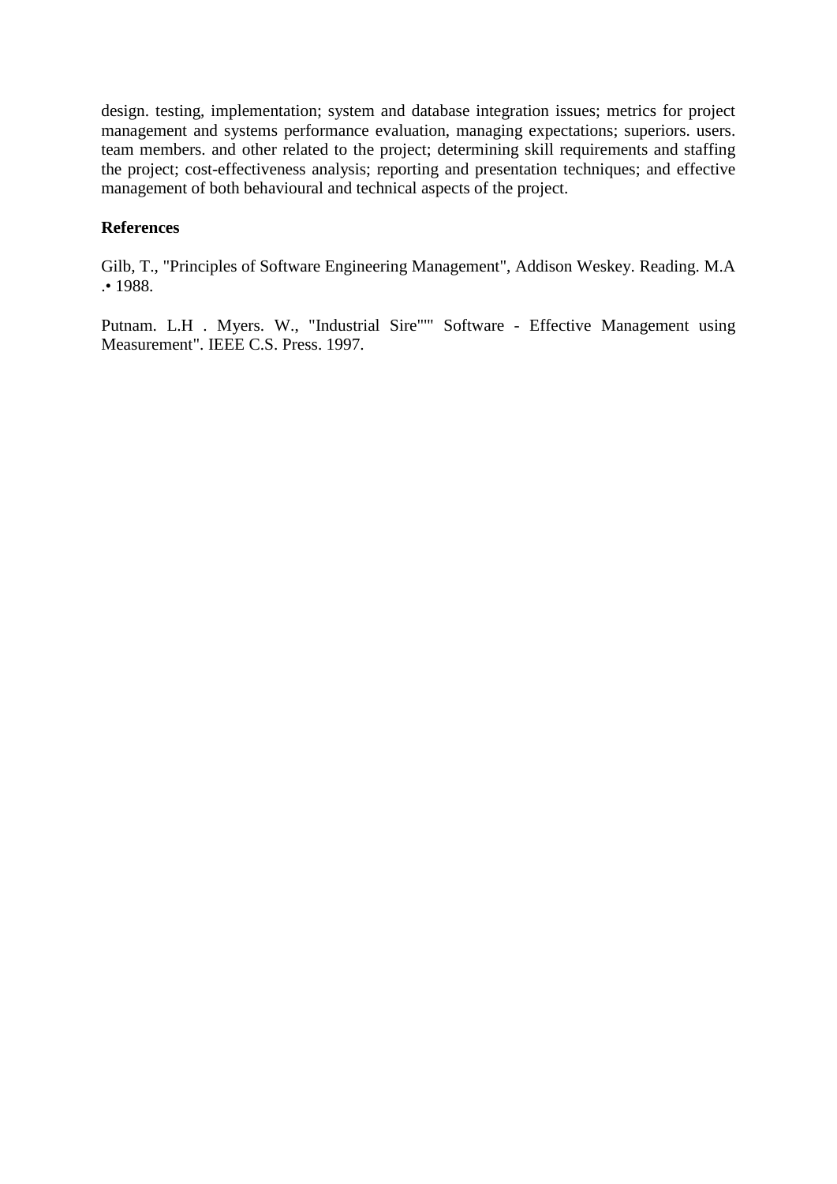design. testing, implementation; system and database integration issues; metrics for project management and systems performance evaluation, managing expectations; superiors. users. team members. and other related to the project; determining skill requirements and staffing the project; cost-effectiveness analysis; reporting and presentation techniques; and effective management of both behavioural and technical aspects of the project.

**References**

Gilb, T., "Principles of Software Engineering Management", Addison Weskey. Reading. M.A .• 1988.

Putnam. L.H . Myers. W., "Industrial Sire"" Software - Effective Management using Measurement". IEEE C.S. Press. 1997.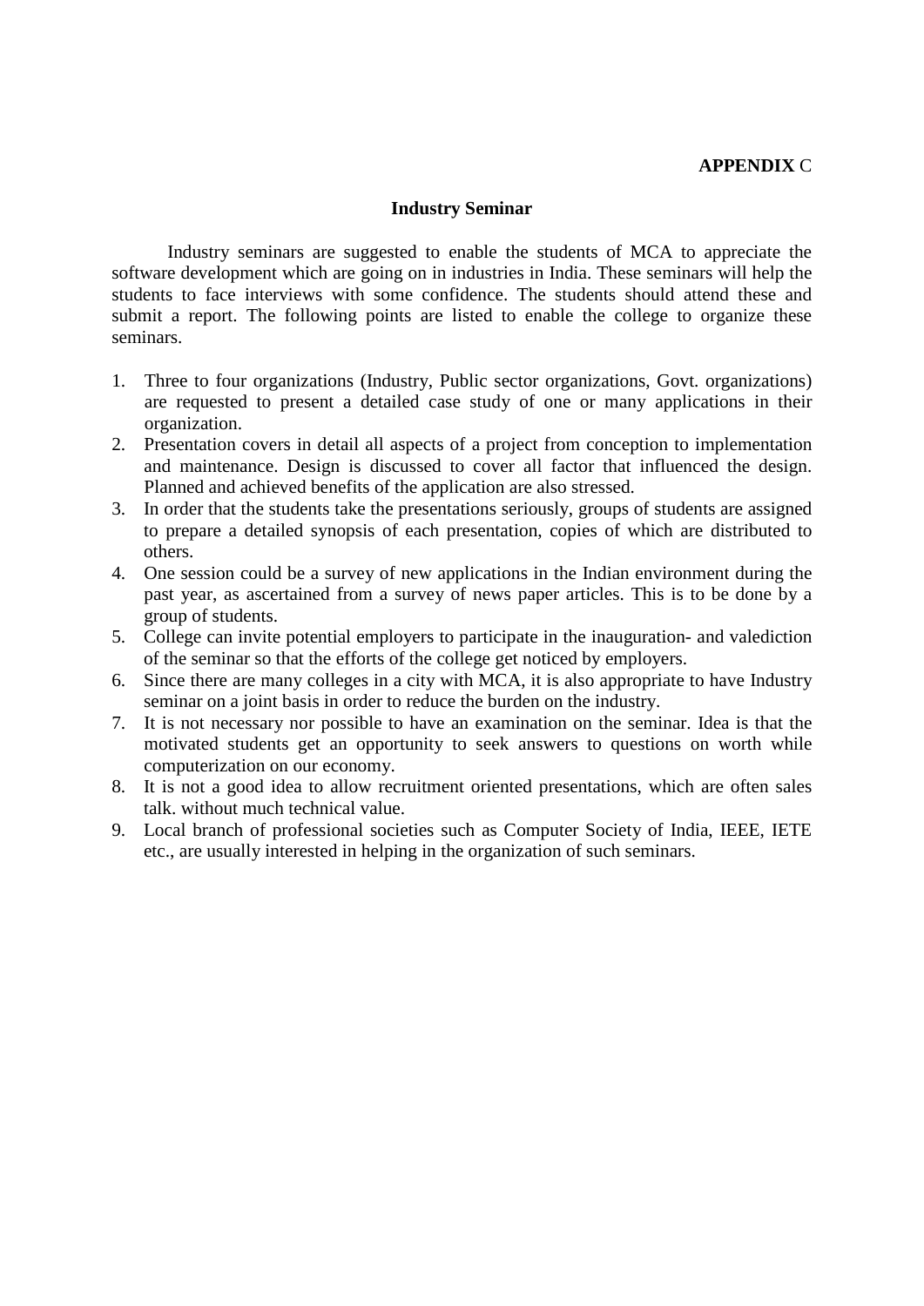**APPENDIX** C

**Industry Seminar**

Industry seminars are suggested to enable the students of MCA to appreciate the software development which are going on in industries in India. These seminars will help the students to face interviews with some confidence. The students should attend these and submit a report. The following points are listed to enable the college to organize these seminars.

1. Three to four organizations (Industry, Public sector organizations, Govt. organizations) are requested to present a detailed case study of one or many applications in their organization.
2. Presentation covers in detail all aspects of a project from conception to implementation and maintenance. Design is discussed to cover all factor that influenced the design. Planned and achieved benefits of the application are also stressed.
3. In order that the students take the presentations seriously, groups of students are assigned to prepare a detailed synopsis of each presentation, copies of which are distributed to others.
4. One session could be a survey of new applications in the Indian environment during the past year, as ascertained from a survey of news paper articles. This is to be done by a group of students.
5. College can invite potential employers to participate in the inauguration- and valediction of the seminar so that the efforts of the college get noticed by employers.
6. Since there are many colleges in a city with MCA, it is also appropriate to have Industry seminar on a joint basis in order to reduce the burden on the industry.
7. It is not necessary nor possible to have an examination on the seminar. Idea is that the motivated students get an opportunity to seek answers to questions on worth while computerization on our economy.
8. It is not a good idea to allow recruitment oriented presentations, which are often sales talk. without much technical value.
9. Local branch of professional societies such as Computer Society of India, IEEE, IETE etc., are usually interested in helping in the organization of such seminars.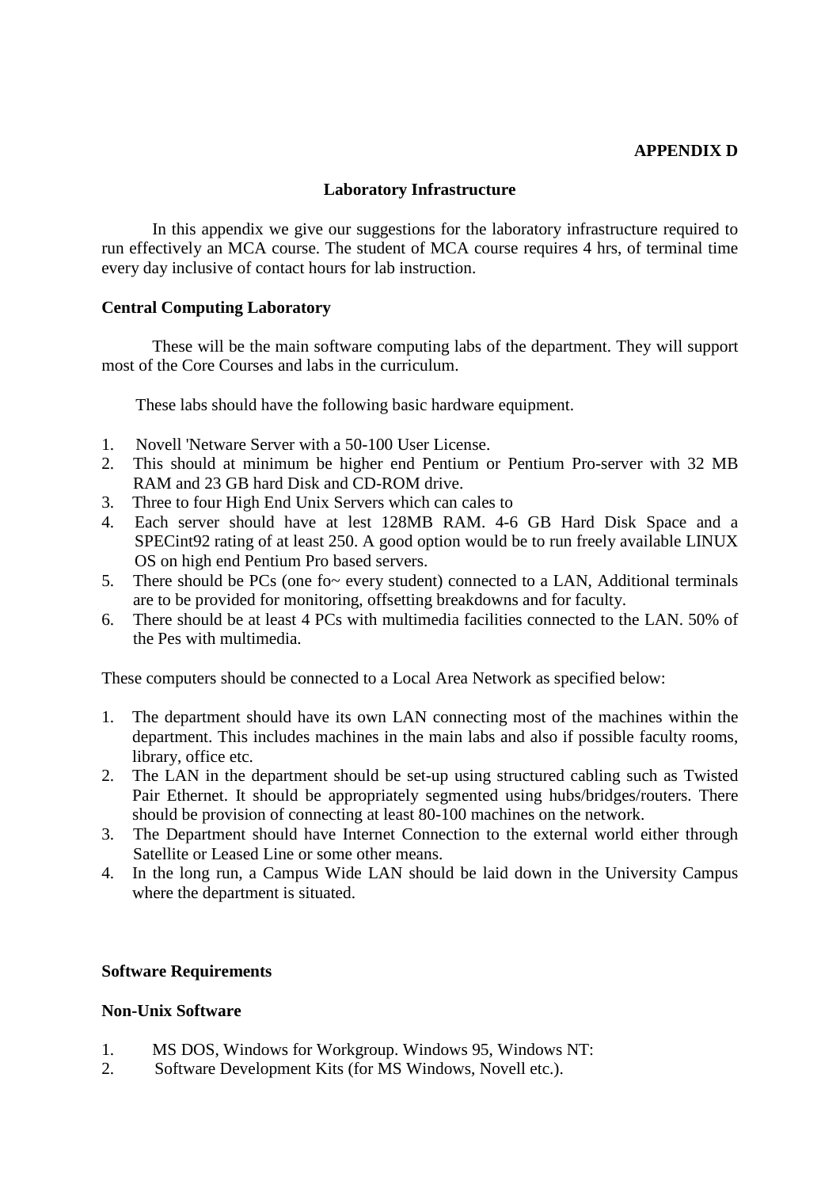**APPENDIX D**

**Laboratory Infrastructure**

In this appendix we give our suggestions for the laboratory infrastructure required to run effectively an MCA course. The student of MCA course requires 4 hrs, of terminal time every day inclusive of contact hours for lab instruction.

**Central Computing Laboratory**

These will be the main software computing labs of the department. They will support most of the Core Courses and labs in the curriculum.

These labs should have the following basic hardware equipment.

1. Novell 'Netware Server with a 50-100 User License.
2. This should at minimum be higher end Pentium or Pentium Pro-server with 32 MB RAM and 23 GB hard Disk and CD-ROM drive.
3. Three to four High End Unix Servers which can cales to
4. Each server should have at lest 128MB RAM. 4-6 GB Hard Disk Space and a SPECint92 rating of at least 250. A good option would be to run freely available LINUX OS on high end Pentium Pro based servers.
5. There should be PCs (one fo~ every student) connected to a LAN, Additional terminals are to be provided for monitoring, offsetting breakdowns and for faculty.
6. There should be at least 4 PCs with multimedia facilities connected to the LAN. 50% of the Pes with multimedia.

These computers should be connected to a Local Area Network as specified below:

1. The department should have its own LAN connecting most of the machines within the department. This includes machines in the main labs and also if possible faculty rooms, library, office etc.
2. The LAN in the department should be set-up using structured cabling such as Twisted Pair Ethernet. It should be appropriately segmented using hubs/bridges/routers. There should be provision of connecting at least 80-100 machines on the network.
3. The Department should have Internet Connection to the external world either through Satellite or Leased Line or some other means.
4. In the long run, a Campus Wide LAN should be laid down in the University Campus where the department is situated.

**Software Requirements**

**Non-Unix Software**

1. MS DOS, Windows for Workgroup. Windows 95, Windows NT:
2. Software Development Kits (for MS Windows, Novell etc.).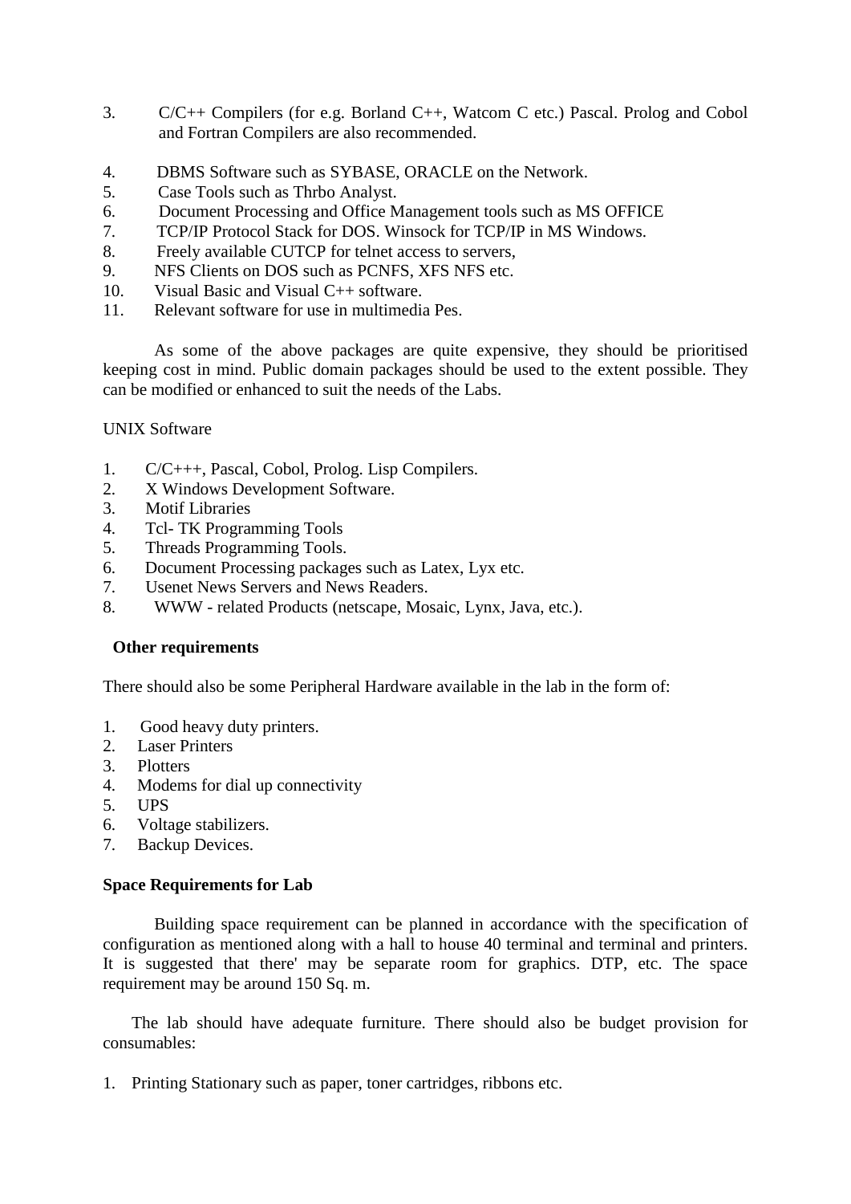3. C/C++ Compilers (for e.g. Borland C++, Watcom C etc.) Pascal. Prolog and Cobol and Fortran Compilers are also recommended.

4. DBMS Software such as SYBASE, ORACLE on the Network.
5. Case Tools such as Thrbo Analyst.
6. Document Processing and Office Management tools such as MS OFFICE
7. TCP/IP Protocol Stack for DOS. Winsock for TCP/IP in MS Windows.
8. Freely available CUTCP for telnet access to servers,
9. NFS Clients on DOS such as PCNFS, XFS NFS etc.
10. Visual Basic and Visual C++ software.
11. Relevant software for use in multimedia Pes.

As some of the above packages are quite expensive, they should be prioritised keeping cost in mind. Public domain packages should be used to the extent possible. They can be modified or enhanced to suit the needs of the Labs.

UNIX Software

1. C/C+++, Pascal, Cobol, Prolog. Lisp Compilers.
2. X Windows Development Software.
3. Motif Libraries
4. Tcl- TK Programming Tools
5. Threads Programming Tools.
6. Document Processing packages such as Latex, Lyx etc.
7. Usenet News Servers and News Readers.
8. WWW - related Products (netscape, Mosaic, Lynx, Java, etc.).

**Other requirements**

There should also be some Peripheral Hardware available in the lab in the form of:

1. Good heavy duty printers.
2. Laser Printers
3. Plotters
4. Modems for dial up connectivity
5. UPS
6. Voltage stabilizers.
7. Backup Devices.

**Space Requirements for Lab**

Building space requirement can be planned in accordance with the specification of configuration as mentioned along with a hall to house 40 terminal and terminal and printers. It is suggested that there' may be separate room for graphics. DTP, etc. The space requirement may be around 150 Sq. m.

The lab should have adequate furniture. There should also be budget provision for consumables:

1. Printing Stationary such as paper, toner cartridges, ribbons etc.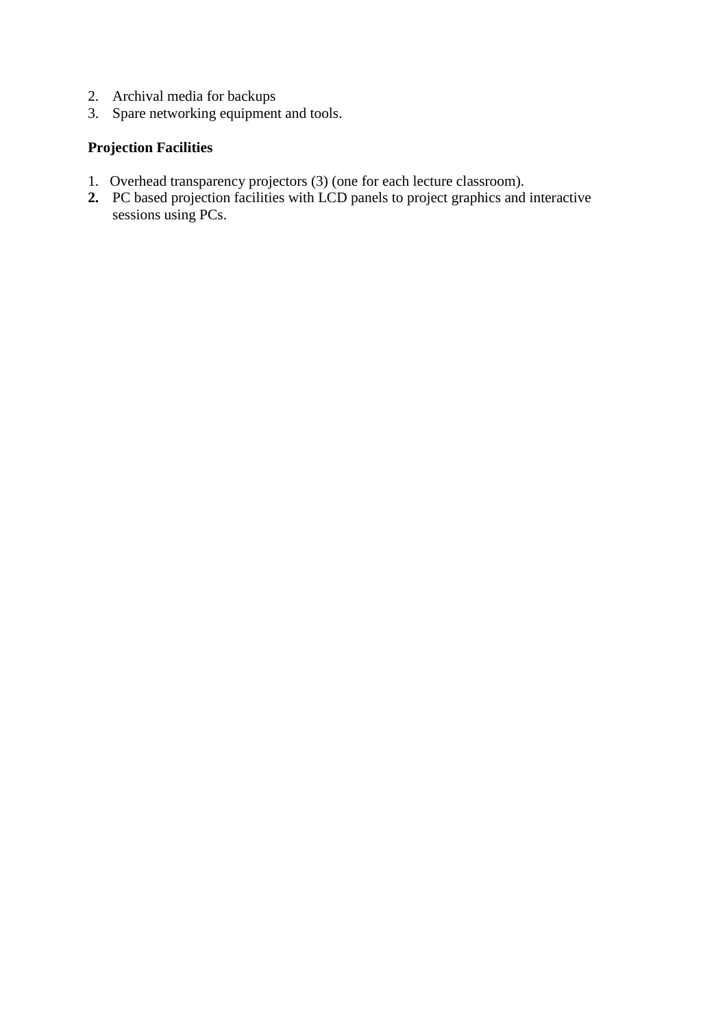2. Archival media for backups
3. Spare networking equipment and tools.

**Projection Facilities**

1. Overhead transparency projectors (3) (one for each lecture classroom).
2. PC based projection facilities with LCD panels to project graphics and interactive sessions using PCs.